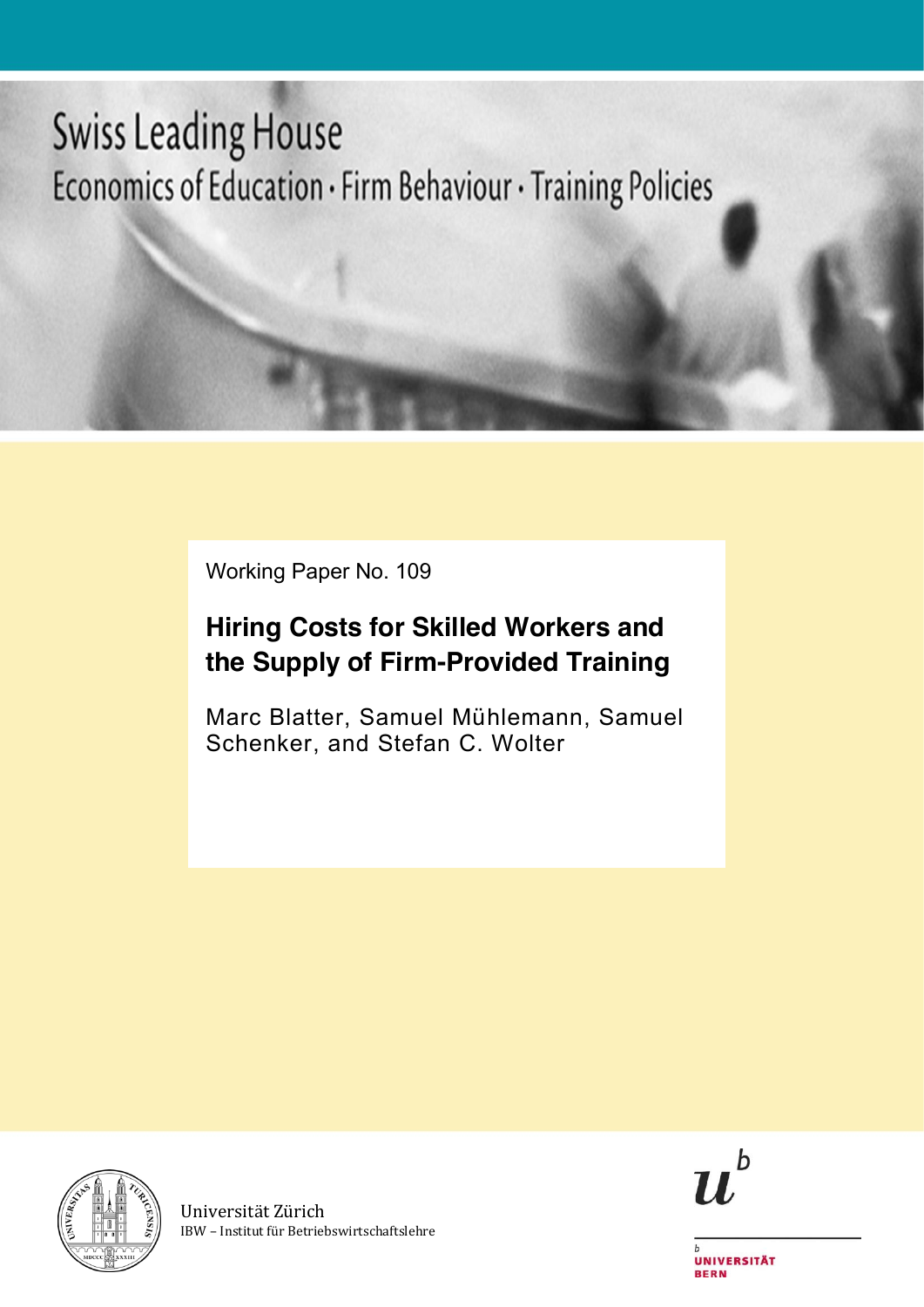Swiss Leading House

Economics of Education • Firm Behaviour • Training Policies

Working Paper No. 109

# Hiring Costs for Skilled Workers and the Supply of Firm-Provided Training

Marc Blatter, Samuel Mühlemann, Samuel Schenker, and Stefan C. Wolter

Universität Zürich
IBW – Institut für Betriebswirtschaftslehre

UNIVERSITÄT BERN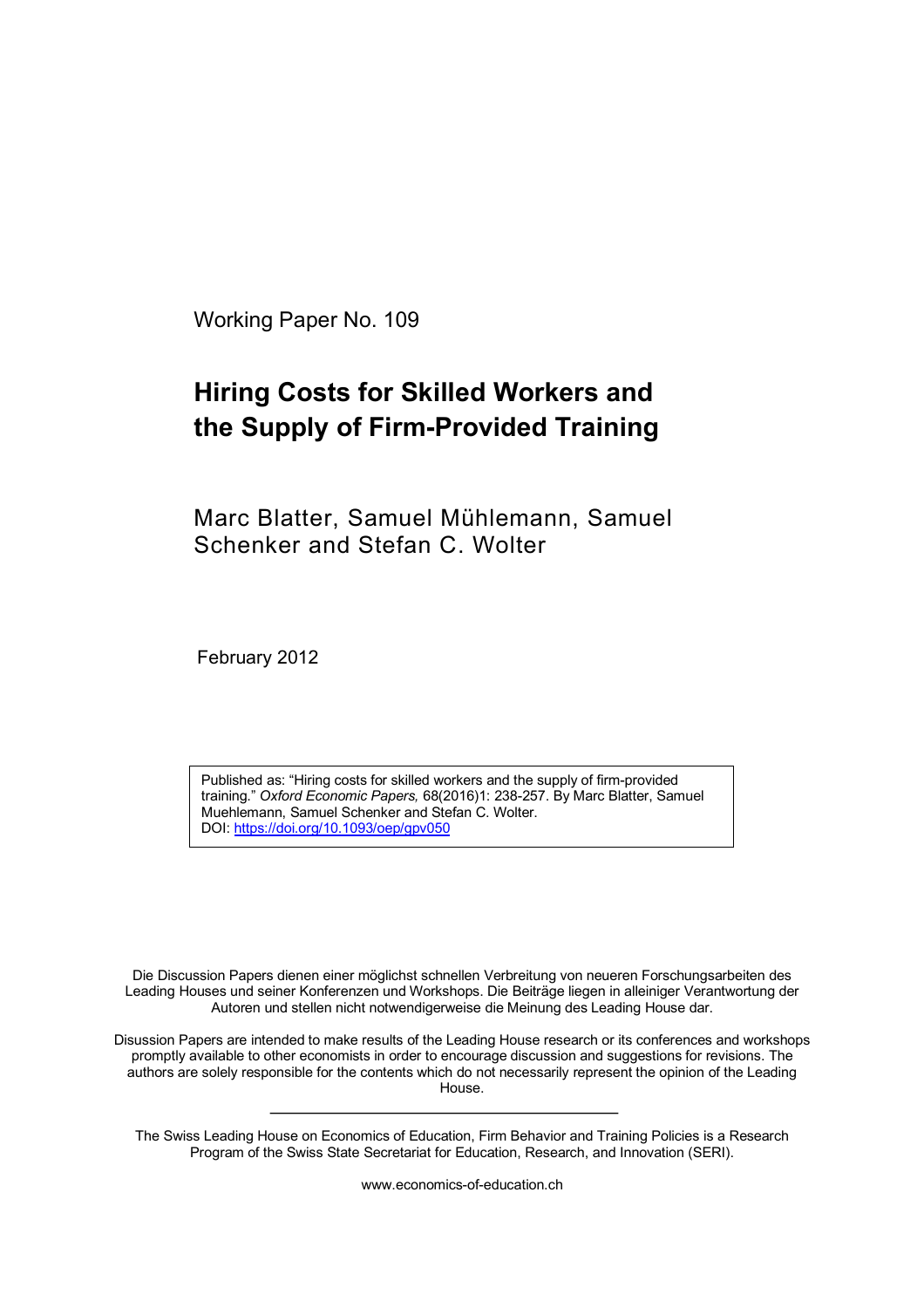Working Paper No. 109

# Hiring Costs for Skilled Workers and the Supply of Firm-Provided Training

Marc Blatter, Samuel Mühlemann, Samuel Schenker and Stefan C. Wolter

February 2012

Published as: "Hiring costs for skilled workers and the supply of firm-provided training." *Oxford Economic Papers,* 68(2016)1: 238-257. By Marc Blatter, Samuel Muehlemann, Samuel Schenker and Stefan C. Wolter.
DOI: https://doi.org/10.1093/oep/gpv050

Die Discussion Papers dienen einer möglichst schnellen Verbreitung von neueren Forschungsarbeiten des Leading Houses und seiner Konferenzen und Workshops. Die Beiträge liegen in alleiniger Verantwortung der Autoren und stellen nicht notwendigerweise die Meinung des Leading House dar.

Disussion Papers are intended to make results of the Leading House research or its conferences and workshops promptly available to other economists in order to encourage discussion and suggestions for revisions. The authors are solely responsible for the contents which do not necessarily represent the opinion of the Leading House.

---

The Swiss Leading House on Economics of Education, Firm Behavior and Training Policies is a Research Program of the Swiss State Secretariat for Education, Research, and Innovation (SERI).

www.economics-of-education.ch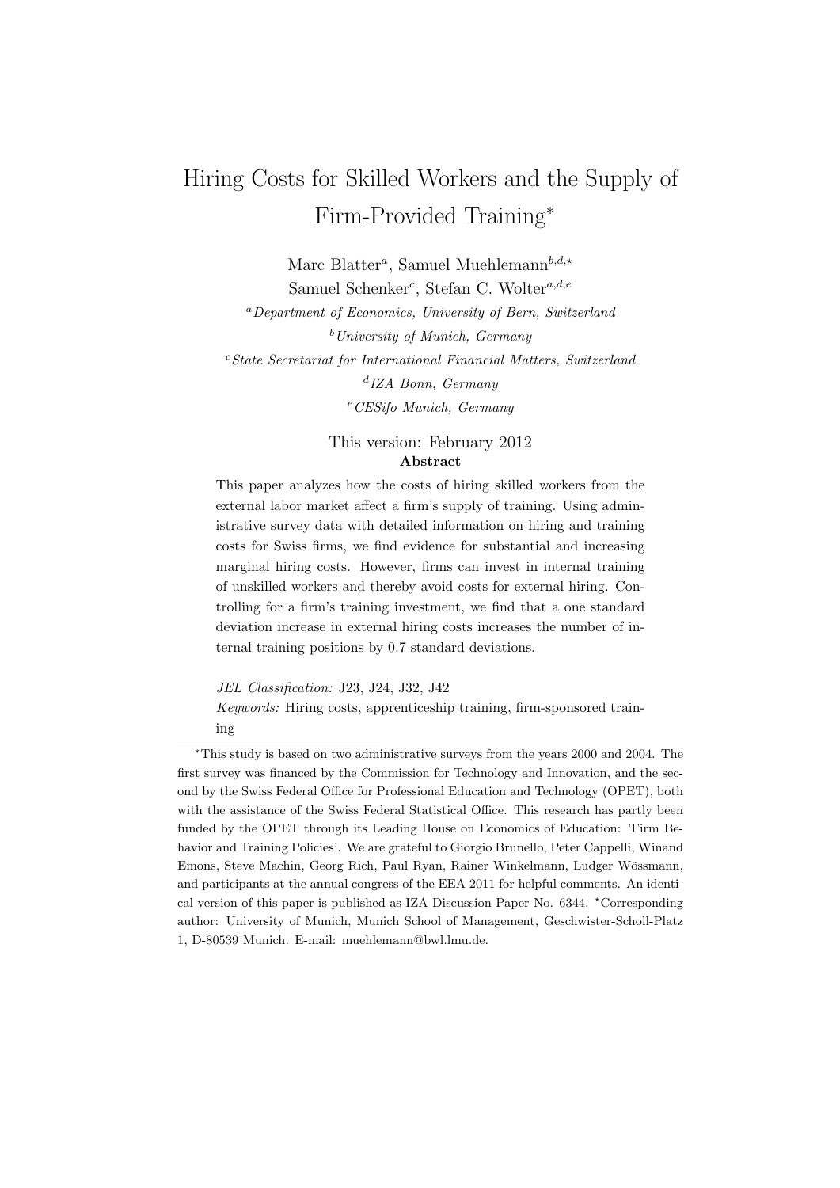# Hiring Costs for Skilled Workers and the Supply of Firm-Provided Training*

Marc Blatter[a], Samuel Muehlemann[b,d,⋆]
Samuel Schenker[c], Stefan C. Wolter[a,d,e]

[a] *Department of Economics, University of Bern, Switzerland*
[b] *University of Munich, Germany*
[c] *State Secretariat for International Financial Matters, Switzerland*
[d] *IZA Bonn, Germany*
[e] *CESifo Munich, Germany*

This version: February 2012

**Abstract**

This paper analyzes how the costs of hiring skilled workers from the external labor market affect a firm's supply of training. Using administrative survey data with detailed information on hiring and training costs for Swiss firms, we find evidence for substantial and increasing marginal hiring costs. However, firms can invest in internal training of unskilled workers and thereby avoid costs for external hiring. Controlling for a firm's training investment, we find that a one standard deviation increase in external hiring costs increases the number of internal training positions by 0.7 standard deviations.

*JEL Classification:* J23, J24, J32, J42

*Keywords:* Hiring costs, apprenticeship training, firm-sponsored training

---

*This study is based on two administrative surveys from the years 2000 and 2004. The first survey was financed by the Commission for Technology and Innovation, and the second by the Swiss Federal Office for Professional Education and Technology (OPET), both with the assistance of the Swiss Federal Statistical Office. This research has partly been funded by the OPET through its Leading House on Economics of Education: 'Firm Behavior and Training Policies'. We are grateful to Giorgio Brunello, Peter Cappelli, Winand Emons, Steve Machin, Georg Rich, Paul Ryan, Rainer Winkelmann, Ludger Wössmann, and participants at the annual congress of the EEA 2011 for helpful comments. An identical version of this paper is published as IZA Discussion Paper No. 6344. ⋆Corresponding author: University of Munich, Munich School of Management, Geschwister-Scholl-Platz 1, D-80539 Munich. E-mail: muehlemann@bwl.lmu.de.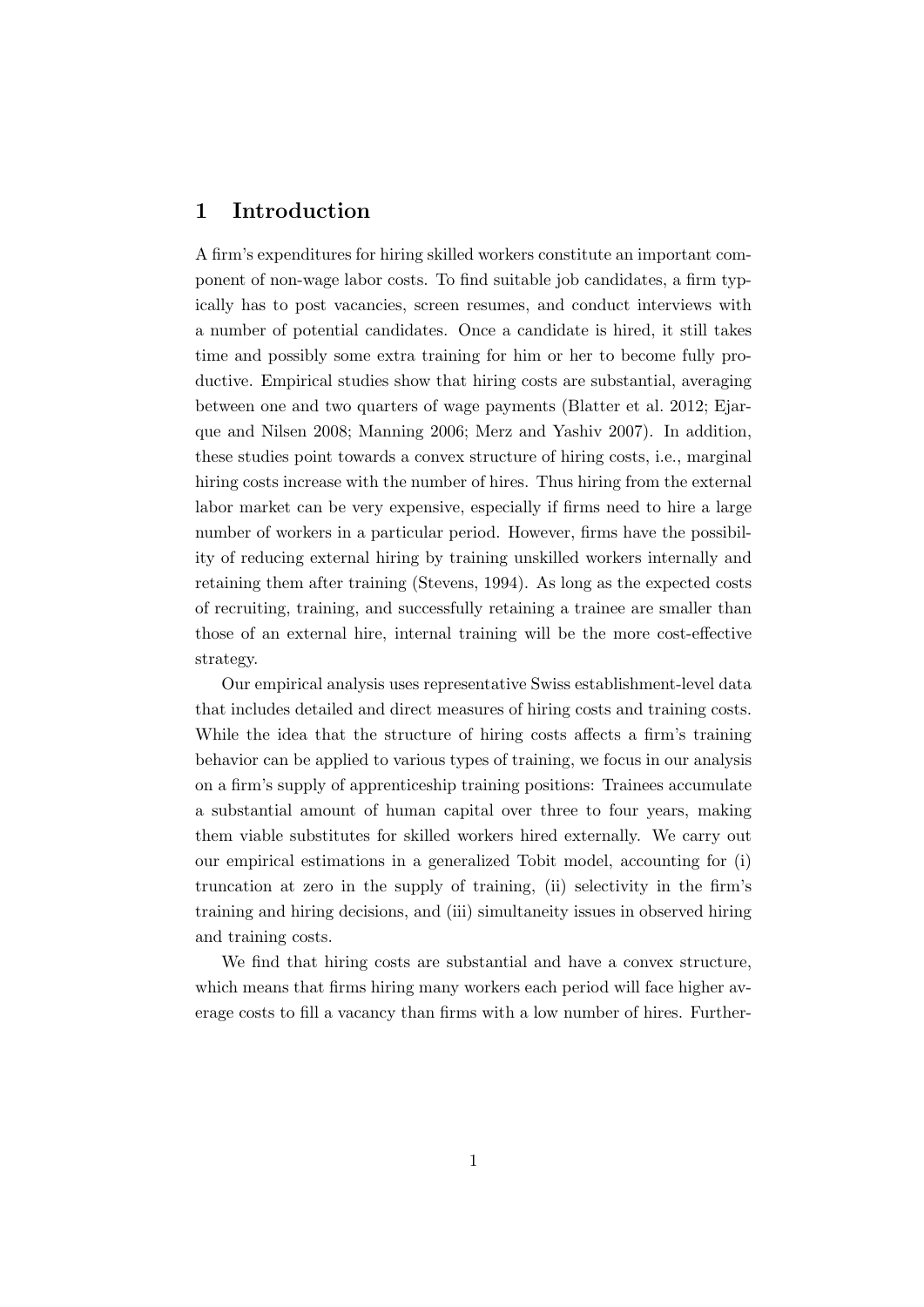## 1 Introduction

A firm's expenditures for hiring skilled workers constitute an important component of non-wage labor costs. To find suitable job candidates, a firm typically has to post vacancies, screen resumes, and conduct interviews with a number of potential candidates. Once a candidate is hired, it still takes time and possibly some extra training for him or her to become fully productive. Empirical studies show that hiring costs are substantial, averaging between one and two quarters of wage payments (Blatter et al. 2012; Ejarque and Nilsen 2008; Manning 2006; Merz and Yashiv 2007). In addition, these studies point towards a convex structure of hiring costs, i.e., marginal hiring costs increase with the number of hires. Thus hiring from the external labor market can be very expensive, especially if firms need to hire a large number of workers in a particular period. However, firms have the possibility of reducing external hiring by training unskilled workers internally and retaining them after training (Stevens, 1994). As long as the expected costs of recruiting, training, and successfully retaining a trainee are smaller than those of an external hire, internal training will be the more cost-effective strategy.

Our empirical analysis uses representative Swiss establishment-level data that includes detailed and direct measures of hiring costs and training costs. While the idea that the structure of hiring costs affects a firm's training behavior can be applied to various types of training, we focus in our analysis on a firm's supply of apprenticeship training positions: Trainees accumulate a substantial amount of human capital over three to four years, making them viable substitutes for skilled workers hired externally. We carry out our empirical estimations in a generalized Tobit model, accounting for (i) truncation at zero in the supply of training, (ii) selectivity in the firm's training and hiring decisions, and (iii) simultaneity issues in observed hiring and training costs.

We find that hiring costs are substantial and have a convex structure, which means that firms hiring many workers each period will face higher average costs to fill a vacancy than firms with a low number of hires. Further-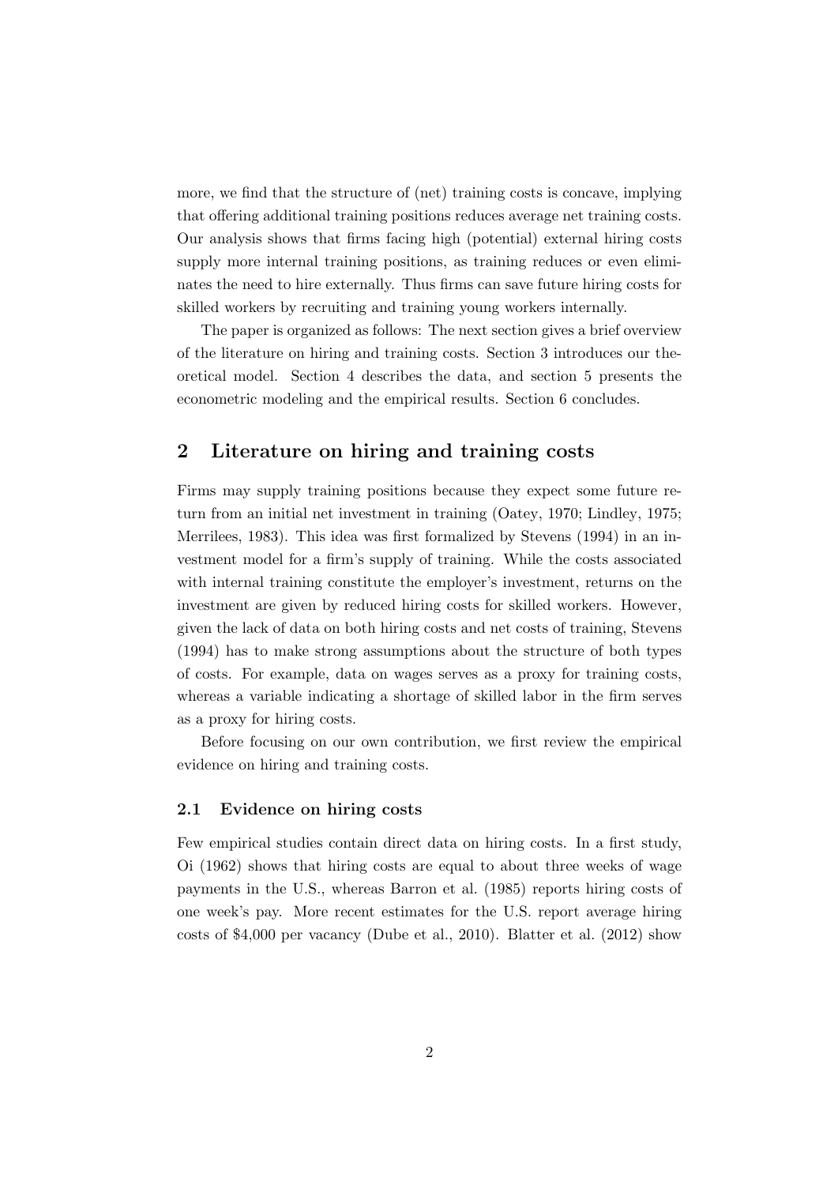more, we find that the structure of (net) training costs is concave, implying that offering additional training positions reduces average net training costs. Our analysis shows that firms facing high (potential) external hiring costs supply more internal training positions, as training reduces or even eliminates the need to hire externally. Thus firms can save future hiring costs for skilled workers by recruiting and training young workers internally.

The paper is organized as follows: The next section gives a brief overview of the literature on hiring and training costs. Section 3 introduces our theoretical model. Section 4 describes the data, and section 5 presents the econometric modeling and the empirical results. Section 6 concludes.

## 2 Literature on hiring and training costs

Firms may supply training positions because they expect some future return from an initial net investment in training (Oatey, 1970; Lindley, 1975; Merrilees, 1983). This idea was first formalized by Stevens (1994) in an investment model for a firm's supply of training. While the costs associated with internal training constitute the employer's investment, returns on the investment are given by reduced hiring costs for skilled workers. However, given the lack of data on both hiring costs and net costs of training, Stevens (1994) has to make strong assumptions about the structure of both types of costs. For example, data on wages serves as a proxy for training costs, whereas a variable indicating a shortage of skilled labor in the firm serves as a proxy for hiring costs.

Before focusing on our own contribution, we first review the empirical evidence on hiring and training costs.

### 2.1 Evidence on hiring costs

Few empirical studies contain direct data on hiring costs. In a first study, Oi (1962) shows that hiring costs are equal to about three weeks of wage payments in the U.S., whereas Barron et al. (1985) reports hiring costs of one week's pay. More recent estimates for the U.S. report average hiring costs of $4,000 per vacancy (Dube et al., 2010). Blatter et al. (2012) show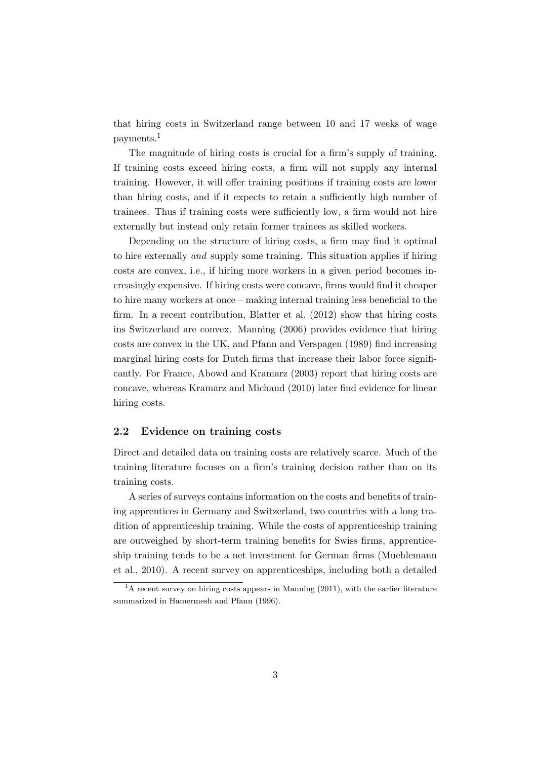that hiring costs in Switzerland range between 10 and 17 weeks of wage payments.[1]

The magnitude of hiring costs is crucial for a firm's supply of training. If training costs exceed hiring costs, a firm will not supply any internal training. However, it will offer training positions if training costs are lower than hiring costs, and if it expects to retain a sufficiently high number of trainees. Thus if training costs were sufficiently low, a firm would not hire externally but instead only retain former trainees as skilled workers.

Depending on the structure of hiring costs, a firm may find it optimal to hire externally *and* supply some training. This situation applies if hiring costs are convex, i.e., if hiring more workers in a given period becomes increasingly expensive. If hiring costs were concave, firms would find it cheaper to hire many workers at once – making internal training less beneficial to the firm. In a recent contribution, Blatter et al. (2012) show that hiring costs ins Switzerland are convex. Manning (2006) provides evidence that hiring costs are convex in the UK, and Pfann and Verspagen (1989) find increasing marginal hiring costs for Dutch firms that increase their labor force significantly. For France, Abowd and Kramarz (2003) report that hiring costs are concave, whereas Kramarz and Michaud (2010) later find evidence for linear hiring costs.

### 2.2 Evidence on training costs

Direct and detailed data on training costs are relatively scarce. Much of the training literature focuses on a firm's training decision rather than on its training costs.

A series of surveys contains information on the costs and benefits of training apprentices in Germany and Switzerland, two countries with a long tradition of apprenticeship training. While the costs of apprenticeship training are outweighed by short-term training benefits for Swiss firms, apprenticeship training tends to be a net investment for German firms (Muehlemann et al., 2010). A recent survey on apprenticeships, including both a detailed

[1] A recent survey on hiring costs appears in Manning (2011), with the earlier literature summarized in Hamermesh and Pfann (1996).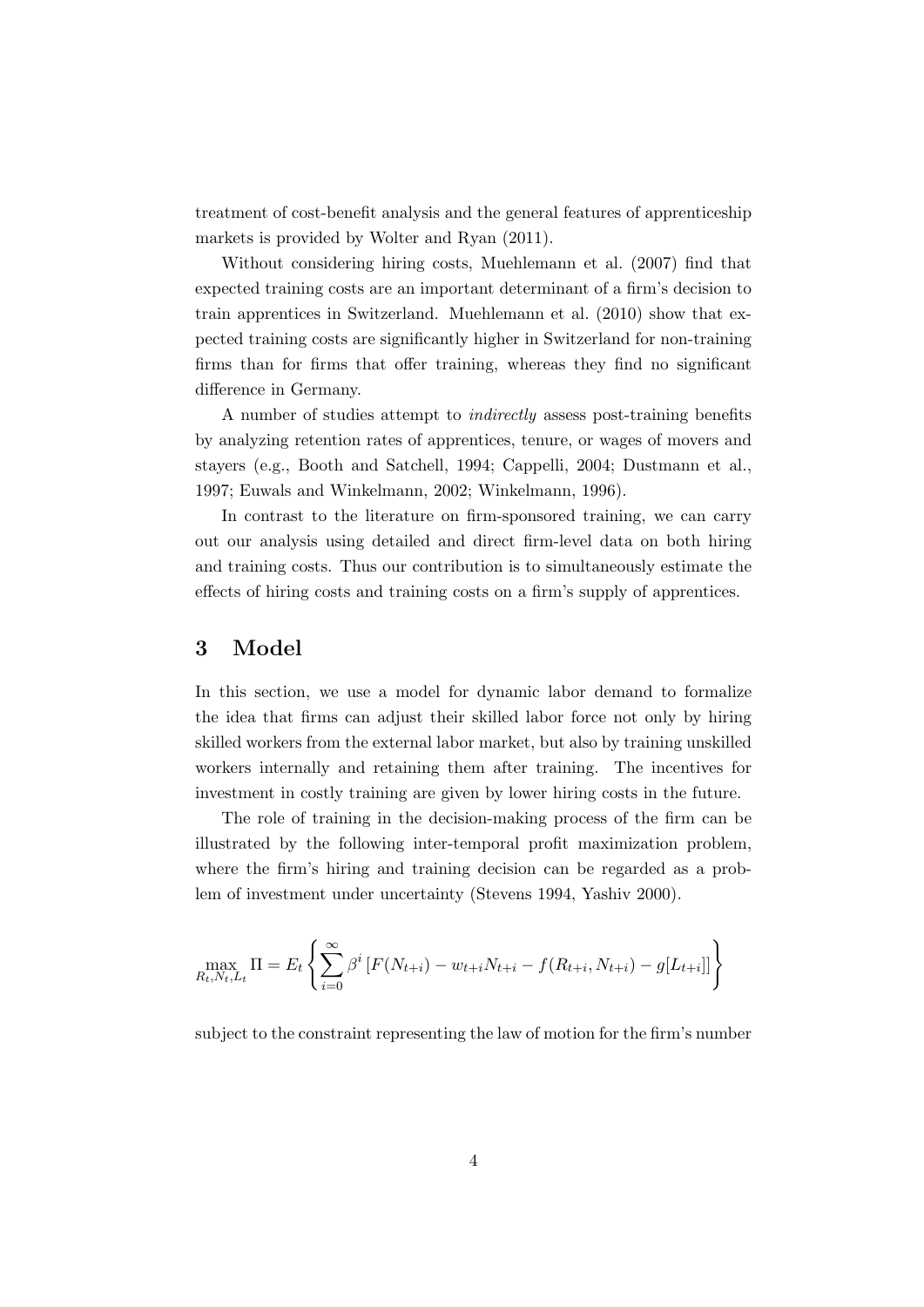treatment of cost-benefit analysis and the general features of apprenticeship markets is provided by Wolter and Ryan (2011).

Without considering hiring costs, Muehlemann et al. (2007) find that expected training costs are an important determinant of a firm's decision to train apprentices in Switzerland. Muehlemann et al. (2010) show that expected training costs are significantly higher in Switzerland for non-training firms than for firms that offer training, whereas they find no significant difference in Germany.

A number of studies attempt to *indirectly* assess post-training benefits by analyzing retention rates of apprentices, tenure, or wages of movers and stayers (e.g., Booth and Satchell, 1994; Cappelli, 2004; Dustmann et al., 1997; Euwals and Winkelmann, 2002; Winkelmann, 1996).

In contrast to the literature on firm-sponsored training, we can carry out our analysis using detailed and direct firm-level data on both hiring and training costs. Thus our contribution is to simultaneously estimate the effects of hiring costs and training costs on a firm's supply of apprentices.

## 3 Model

In this section, we use a model for dynamic labor demand to formalize the idea that firms can adjust their skilled labor force not only by hiring skilled workers from the external labor market, but also by training unskilled workers internally and retaining them after training. The incentives for investment in costly training are given by lower hiring costs in the future.

The role of training in the decision-making process of the firm can be illustrated by the following inter-temporal profit maximization problem, where the firm's hiring and training decision can be regarded as a problem of investment under uncertainty (Stevens 1994, Yashiv 2000).

$$\max_{R_t, N_t, L_t} \Pi = E_t \left\{ \sum_{i=0}^{\infty} \beta^i \left[ F(N_{t+i}) - w_{t+i} N_{t+i} - f(R_{t+i}, N_{t+i}) - g[L_{t+i}] \right] \right\}$$

subject to the constraint representing the law of motion for the firm's number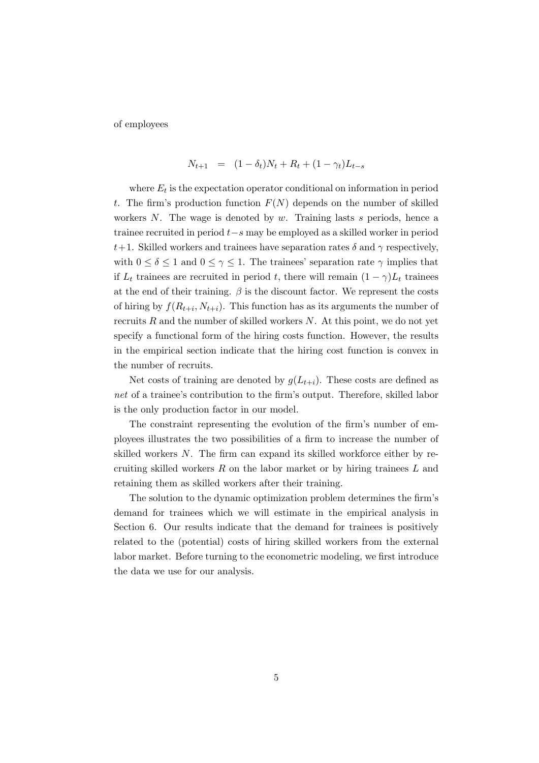of employees

$$N_{t+1} \quad = \quad (1-\delta_t)N_t + R_t + (1-\gamma_t)L_{t-s}$$

where $E_t$ is the expectation operator conditional on information in period $t$. The firm's production function $F(N)$ depends on the number of skilled workers $N$. The wage is denoted by $w$. Training lasts $s$ periods, hence a trainee recruited in period $t-s$ may be employed as a skilled worker in period $t+1$. Skilled workers and trainees have separation rates $\delta$ and $\gamma$ respectively, with $0 \leq \delta \leq 1$ and $0 \leq \gamma \leq 1$. The trainees' separation rate $\gamma$ implies that if $L_t$ trainees are recruited in period $t$, there will remain $(1-\gamma)L_t$ trainees at the end of their training. $\beta$ is the discount factor. We represent the costs of hiring by $f(R_{t+i}, N_{t+i})$. This function has as its arguments the number of recruits $R$ and the number of skilled workers $N$. At this point, we do not yet specify a functional form of the hiring costs function. However, the results in the empirical section indicate that the hiring cost function is convex in the number of recruits.

Net costs of training are denoted by $g(L_{t+i})$. These costs are defined as *net* of a trainee's contribution to the firm's output. Therefore, skilled labor is the only production factor in our model.

The constraint representing the evolution of the firm's number of employees illustrates the two possibilities of a firm to increase the number of skilled workers $N$. The firm can expand its skilled workforce either by recruiting skilled workers $R$ on the labor market or by hiring trainees $L$ and retaining them as skilled workers after their training.

The solution to the dynamic optimization problem determines the firm's demand for trainees which we will estimate in the empirical analysis in Section 6. Our results indicate that the demand for trainees is positively related to the (potential) costs of hiring skilled workers from the external labor market. Before turning to the econometric modeling, we first introduce the data we use for our analysis.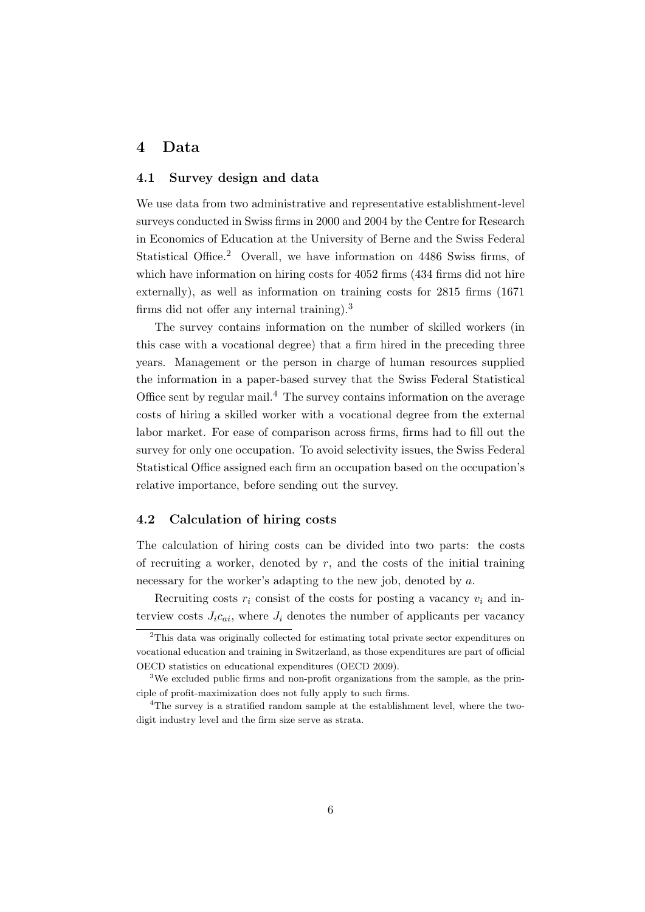# 4 Data

## 4.1 Survey design and data

We use data from two administrative and representative establishment-level surveys conducted in Swiss firms in 2000 and 2004 by the Centre for Research in Economics of Education at the University of Berne and the Swiss Federal Statistical Office.[2] Overall, we have information on 4486 Swiss firms, of which have information on hiring costs for 4052 firms (434 firms did not hire externally), as well as information on training costs for 2815 firms (1671 firms did not offer any internal training).[3]

The survey contains information on the number of skilled workers (in this case with a vocational degree) that a firm hired in the preceding three years. Management or the person in charge of human resources supplied the information in a paper-based survey that the Swiss Federal Statistical Office sent by regular mail.[4] The survey contains information on the average costs of hiring a skilled worker with a vocational degree from the external labor market. For ease of comparison across firms, firms had to fill out the survey for only one occupation. To avoid selectivity issues, the Swiss Federal Statistical Office assigned each firm an occupation based on the occupation's relative importance, before sending out the survey.

## 4.2 Calculation of hiring costs

The calculation of hiring costs can be divided into two parts: the costs of recruiting a worker, denoted by $r$, and the costs of the initial training necessary for the worker's adapting to the new job, denoted by $a$.

Recruiting costs $r_i$ consist of the costs for posting a vacancy $v_i$ and interview costs $J_i c_{ai}$, where $J_i$ denotes the number of applicants per vacancy

[2] This data was originally collected for estimating total private sector expenditures on vocational education and training in Switzerland, as those expenditures are part of official OECD statistics on educational expenditures (OECD 2009).

[3] We excluded public firms and non-profit organizations from the sample, as the principle of profit-maximization does not fully apply to such firms.

[4] The survey is a stratified random sample at the establishment level, where the two-digit industry level and the firm size serve as strata.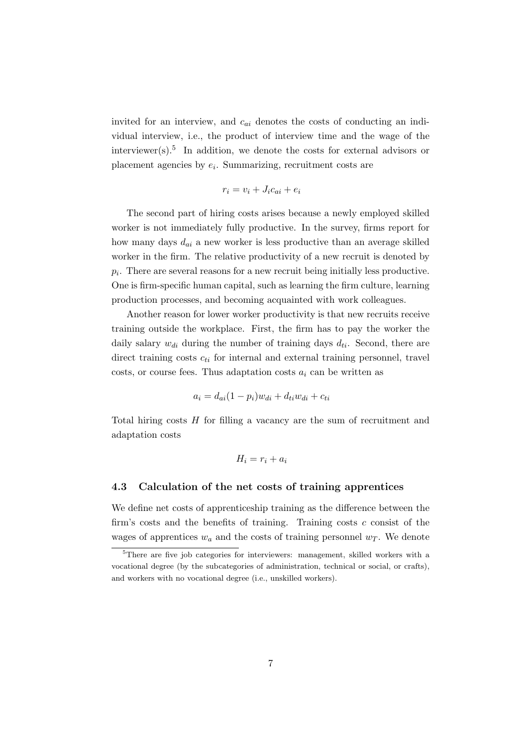invited for an interview, and $c_{ai}$ denotes the costs of conducting an individual interview, i.e., the product of interview time and the wage of the interviewer(s).[5] In addition, we denote the costs for external advisors or placement agencies by $e_i$. Summarizing, recruitment costs are

$$r_i = v_i + J_i c_{ai} + e_i$$

The second part of hiring costs arises because a newly employed skilled worker is not immediately fully productive. In the survey, firms report for how many days $d_{ai}$ a new worker is less productive than an average skilled worker in the firm. The relative productivity of a new recruit is denoted by $p_i$. There are several reasons for a new recruit being initially less productive. One is firm-specific human capital, such as learning the firm culture, learning production processes, and becoming acquainted with work colleagues.

Another reason for lower worker productivity is that new recruits receive training outside the workplace. First, the firm has to pay the worker the daily salary $w_{di}$ during the number of training days $d_{ti}$. Second, there are direct training costs $c_{ti}$ for internal and external training personnel, travel costs, or course fees. Thus adaptation costs $a_i$ can be written as

$$a_i = d_{ai}(1 - p_i)w_{di} + d_{ti}w_{di} + c_{ti}$$

Total hiring costs $H$ for filling a vacancy are the sum of recruitment and adaptation costs

$$H_i = r_i + a_i$$

### 4.3 Calculation of the net costs of training apprentices

We define net costs of apprenticeship training as the difference between the firm's costs and the benefits of training. Training costs $c$ consist of the wages of apprentices $w_a$ and the costs of training personnel $w_T$. We denote

[5] There are five job categories for interviewers: management, skilled workers with a vocational degree (by the subcategories of administration, technical or social, or crafts), and workers with no vocational degree (i.e., unskilled workers).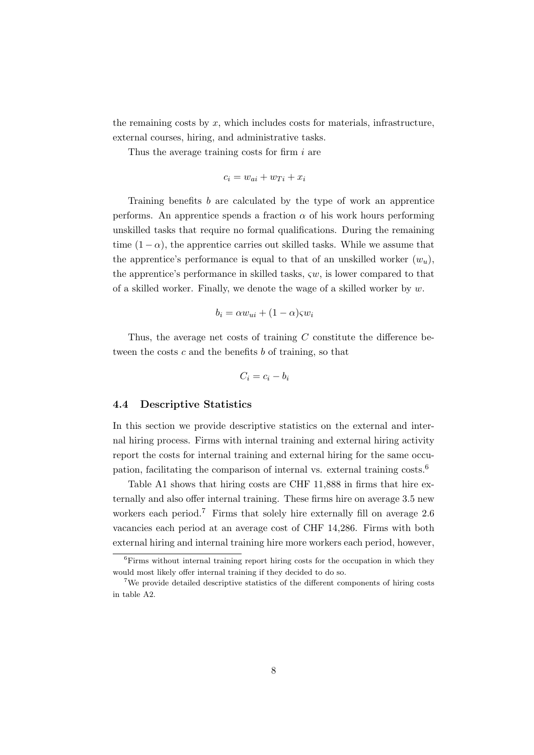the remaining costs by $x$, which includes costs for materials, infrastructure, external courses, hiring, and administrative tasks.

Thus the average training costs for firm $i$ are

$$c_i = w_{ai} + w_{Ti} + x_i$$

Training benefits $b$ are calculated by the type of work an apprentice performs. An apprentice spends a fraction $\alpha$ of his work hours performing unskilled tasks that require no formal qualifications. During the remaining time $(1 - \alpha)$, the apprentice carries out skilled tasks. While we assume that the apprentice's performance is equal to that of an unskilled worker ($w_u$), the apprentice's performance in skilled tasks, $\varsigma w$, is lower compared to that of a skilled worker. Finally, we denote the wage of a skilled worker by $w$.

$$b_i = \alpha w_{ui} + (1 - \alpha)\varsigma w_i$$

Thus, the average net costs of training $C$ constitute the difference between the costs $c$ and the benefits $b$ of training, so that

$$C_i = c_i - b_i$$

### 4.4 Descriptive Statistics

In this section we provide descriptive statistics on the external and internal hiring process. Firms with internal training and external hiring activity report the costs for internal training and external hiring for the same occupation, facilitating the comparison of internal vs. external training costs.[6]

Table A1 shows that hiring costs are CHF 11,888 in firms that hire externally and also offer internal training. These firms hire on average 3.5 new workers each period.[7] Firms that solely hire externally fill on average 2.6 vacancies each period at an average cost of CHF 14,286. Firms with both external hiring and internal training hire more workers each period, however,

[6] Firms without internal training report hiring costs for the occupation in which they would most likely offer internal training if they decided to do so.

[7] We provide detailed descriptive statistics of the different components of hiring costs in table A2.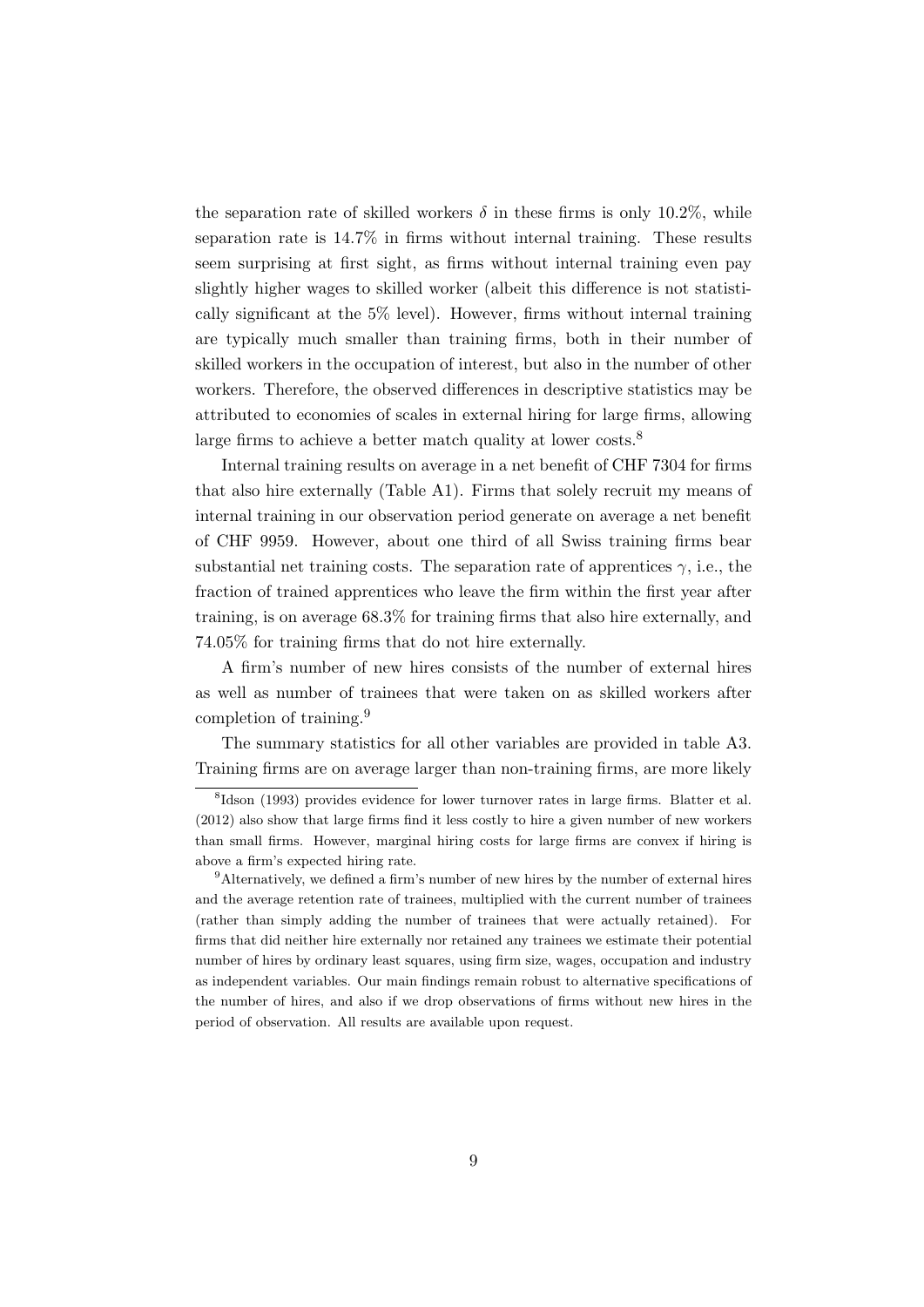the separation rate of skilled workers $\delta$ in these firms is only 10.2%, while separation rate is 14.7% in firms without internal training. These results seem surprising at first sight, as firms without internal training even pay slightly higher wages to skilled worker (albeit this difference is not statistically significant at the 5% level). However, firms without internal training are typically much smaller than training firms, both in their number of skilled workers in the occupation of interest, but also in the number of other workers. Therefore, the observed differences in descriptive statistics may be attributed to economies of scales in external hiring for large firms, allowing large firms to achieve a better match quality at lower costs.[8]

Internal training results on average in a net benefit of CHF 7304 for firms that also hire externally (Table A1). Firms that solely recruit my means of internal training in our observation period generate on average a net benefit of CHF 9959. However, about one third of all Swiss training firms bear substantial net training costs. The separation rate of apprentices $\gamma$, i.e., the fraction of trained apprentices who leave the firm within the first year after training, is on average 68.3% for training firms that also hire externally, and 74.05% for training firms that do not hire externally.

A firm's number of new hires consists of the number of external hires as well as number of trainees that were taken on as skilled workers after completion of training.[9]

The summary statistics for all other variables are provided in table A3. Training firms are on average larger than non-training firms, are more likely

[8] Idson (1993) provides evidence for lower turnover rates in large firms. Blatter et al. (2012) also show that large firms find it less costly to hire a given number of new workers than small firms. However, marginal hiring costs for large firms are convex if hiring is above a firm's expected hiring rate.

[9] Alternatively, we defined a firm's number of new hires by the number of external hires and the average retention rate of trainees, multiplied with the current number of trainees (rather than simply adding the number of trainees that were actually retained). For firms that did neither hire externally nor retained any trainees we estimate their potential number of hires by ordinary least squares, using firm size, wages, occupation and industry as independent variables. Our main findings remain robust to alternative specifications of the number of hires, and also if we drop observations of firms without new hires in the period of observation. All results are available upon request.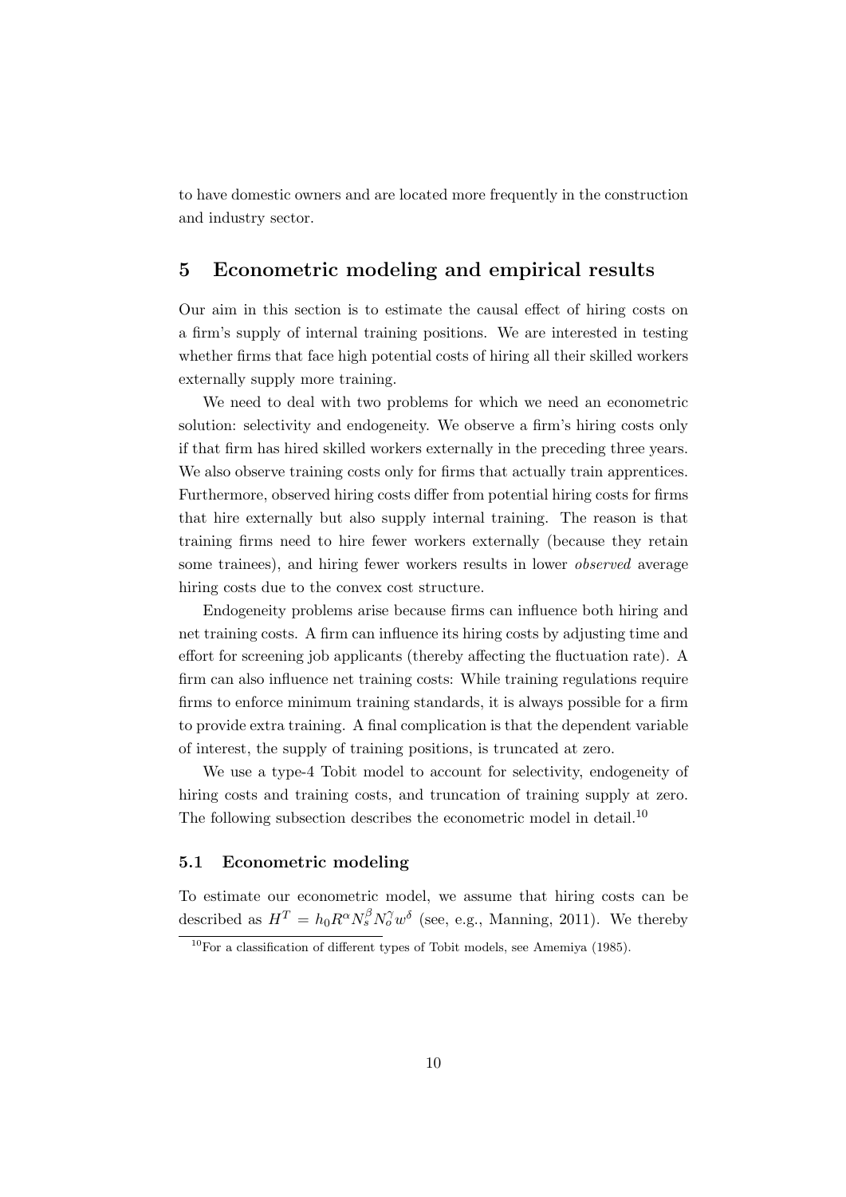to have domestic owners and are located more frequently in the construction and industry sector.

## 5 Econometric modeling and empirical results

Our aim in this section is to estimate the causal effect of hiring costs on a firm's supply of internal training positions. We are interested in testing whether firms that face high potential costs of hiring all their skilled workers externally supply more training.

We need to deal with two problems for which we need an econometric solution: selectivity and endogeneity. We observe a firm's hiring costs only if that firm has hired skilled workers externally in the preceding three years. We also observe training costs only for firms that actually train apprentices. Furthermore, observed hiring costs differ from potential hiring costs for firms that hire externally but also supply internal training. The reason is that training firms need to hire fewer workers externally (because they retain some trainees), and hiring fewer workers results in lower *observed* average hiring costs due to the convex cost structure.

Endogeneity problems arise because firms can influence both hiring and net training costs. A firm can influence its hiring costs by adjusting time and effort for screening job applicants (thereby affecting the fluctuation rate). A firm can also influence net training costs: While training regulations require firms to enforce minimum training standards, it is always possible for a firm to provide extra training. A final complication is that the dependent variable of interest, the supply of training positions, is truncated at zero.

We use a type-4 Tobit model to account for selectivity, endogeneity of hiring costs and training costs, and truncation of training supply at zero. The following subsection describes the econometric model in detail.[10]

### 5.1 Econometric modeling

To estimate our econometric model, we assume that hiring costs can be described as $H^T = h_0 R^\alpha N_s^\beta N_o^\gamma w^\delta$ (see, e.g., Manning, 2011). We thereby

[10] For a classification of different types of Tobit models, see Amemiya (1985).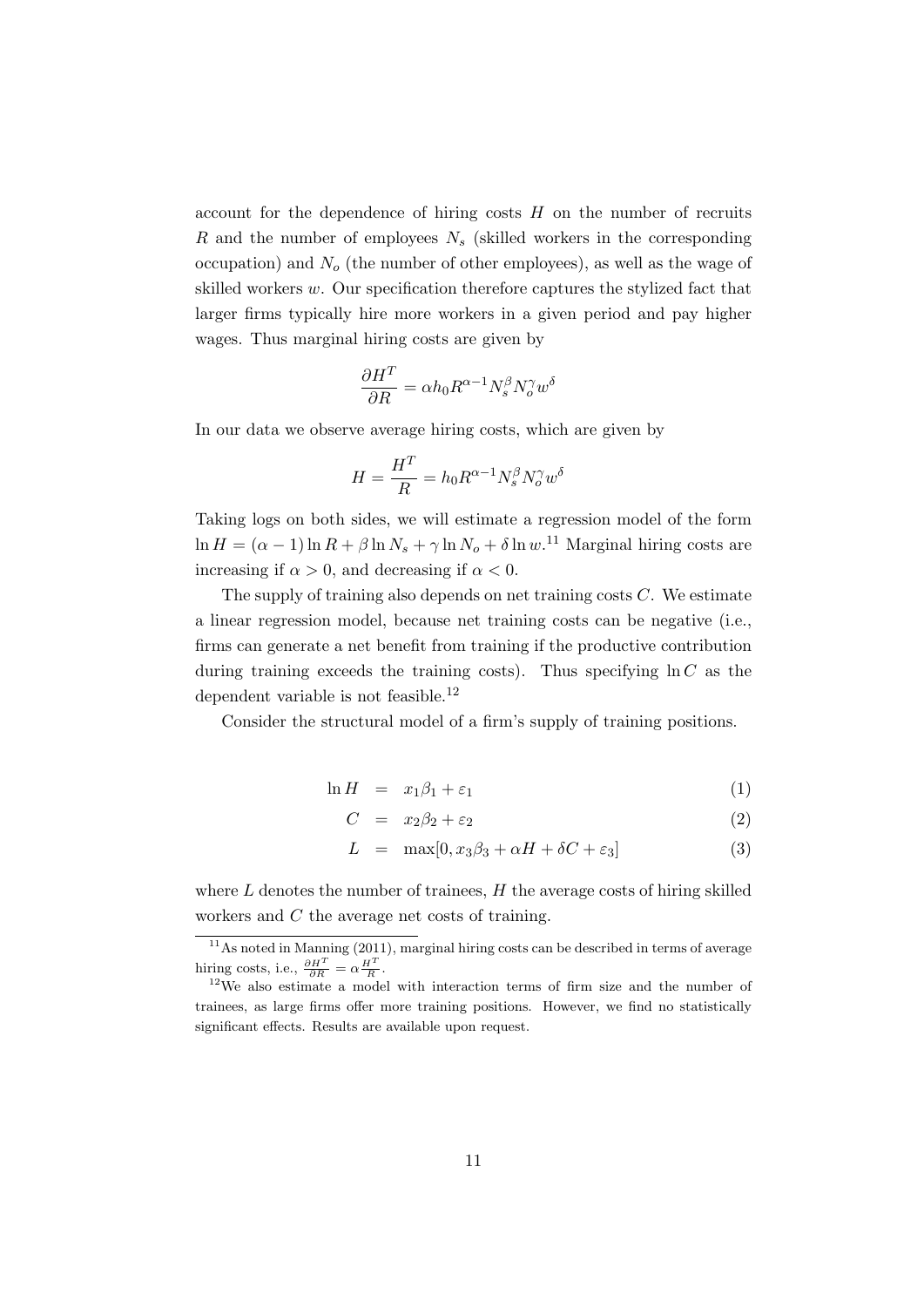account for the dependence of hiring costs $H$ on the number of recruits $R$ and the number of employees $N_s$ (skilled workers in the corresponding occupation) and $N_o$ (the number of other employees), as well as the wage of skilled workers $w$. Our specification therefore captures the stylized fact that larger firms typically hire more workers in a given period and pay higher wages. Thus marginal hiring costs are given by

$$\frac{\partial H^T}{\partial R} = \alpha h_0 R^{\alpha-1} N_s^{\beta} N_o^{\gamma} w^{\delta}$$

In our data we observe average hiring costs, which are given by

$$H = \frac{H^T}{R} = h_0 R^{\alpha-1} N_s^{\beta} N_o^{\gamma} w^{\delta}$$

Taking logs on both sides, we will estimate a regression model of the form $\ln H = (\alpha - 1)\ln R + \beta \ln N_s + \gamma \ln N_o + \delta \ln w$.[11] Marginal hiring costs are increasing if $\alpha > 0$, and decreasing if $\alpha < 0$.

The supply of training also depends on net training costs $C$. We estimate a linear regression model, because net training costs can be negative (i.e., firms can generate a net benefit from training if the productive contribution during training exceeds the training costs). Thus specifying $\ln C$ as the dependent variable is not feasible.[12]

Consider the structural model of a firm's supply of training positions.

$$\ln H = x_1\beta_1 + \varepsilon_1 \tag{1}$$

$$C = x_2\beta_2 + \varepsilon_2 \tag{2}$$

$$L = \max[0, x_3\beta_3 + \alpha H + \delta C + \varepsilon_3] \tag{3}$$

where $L$ denotes the number of trainees, $H$ the average costs of hiring skilled workers and $C$ the average net costs of training.

---

[11] As noted in Manning (2011), marginal hiring costs can be described in terms of average hiring costs, i.e., $\frac{\partial H^T}{\partial R} = \alpha \frac{H^T}{R}$.

[12] We also estimate a model with interaction terms of firm size and the number of trainees, as large firms offer more training positions. However, we find no statistically significant effects. Results are available upon request.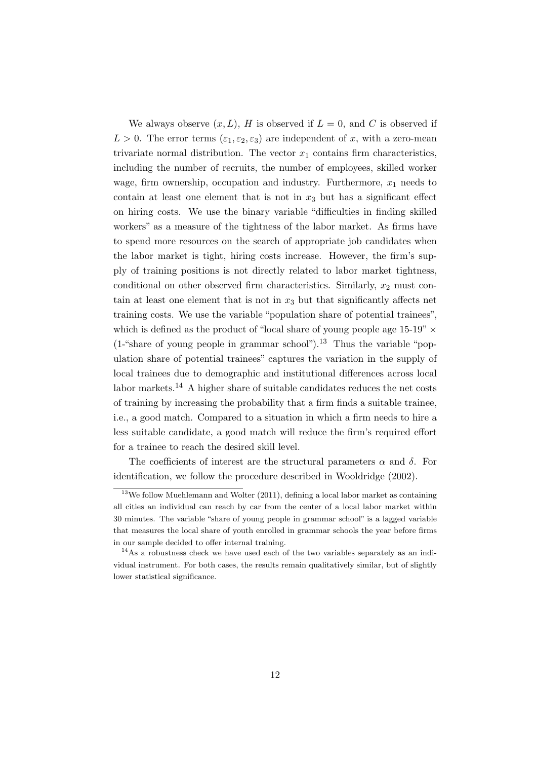We always observe $(x, L)$, $H$ is observed if $L = 0$, and $C$ is observed if $L > 0$. The error terms $(\varepsilon_1, \varepsilon_2, \varepsilon_3)$ are independent of $x$, with a zero-mean trivariate normal distribution. The vector $x_1$ contains firm characteristics, including the number of recruits, the number of employees, skilled worker wage, firm ownership, occupation and industry. Furthermore, $x_1$ needs to contain at least one element that is not in $x_3$ but has a significant effect on hiring costs. We use the binary variable "difficulties in finding skilled workers" as a measure of the tightness of the labor market. As firms have to spend more resources on the search of appropriate job candidates when the labor market is tight, hiring costs increase. However, the firm's supply of training positions is not directly related to labor market tightness, conditional on other observed firm characteristics. Similarly, $x_2$ must contain at least one element that is not in $x_3$ but that significantly affects net training costs. We use the variable "population share of potential trainees", which is defined as the product of "local share of young people age 15-19" $\times$ (1-"share of young people in grammar school").[13] Thus the variable "population share of potential trainees" captures the variation in the supply of local trainees due to demographic and institutional differences across local labor markets.[14] A higher share of suitable candidates reduces the net costs of training by increasing the probability that a firm finds a suitable trainee, i.e., a good match. Compared to a situation in which a firm needs to hire a less suitable candidate, a good match will reduce the firm's required effort for a trainee to reach the desired skill level.

The coefficients of interest are the structural parameters $\alpha$ and $\delta$. For identification, we follow the procedure described in Wooldridge (2002).

[13] We follow Muehlemann and Wolter (2011), defining a local labor market as containing all cities an individual can reach by car from the center of a local labor market within 30 minutes. The variable "share of young people in grammar school" is a lagged variable that measures the local share of youth enrolled in grammar schools the year before firms in our sample decided to offer internal training.

[14] As a robustness check we have used each of the two variables separately as an individual instrument. For both cases, the results remain qualitatively similar, but of slightly lower statistical significance.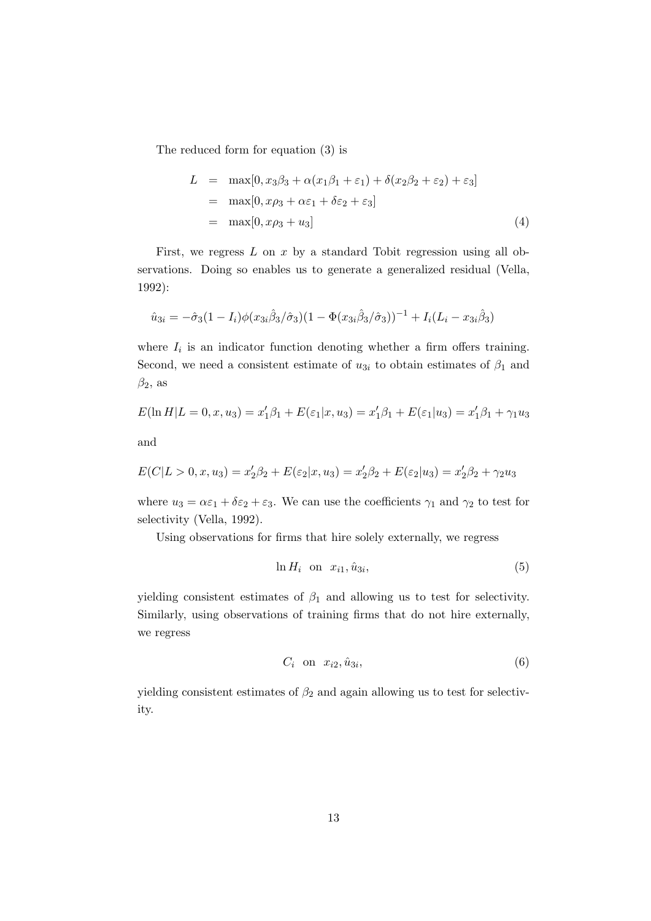The reduced form for equation (3) is

$$
\begin{aligned}
L &= \max[0, x_3\beta_3 + \alpha(x_1\beta_1 + \varepsilon_1) + \delta(x_2\beta_2 + \varepsilon_2) + \varepsilon_3] \\
&= \max[0, x\rho_3 + \alpha\varepsilon_1 + \delta\varepsilon_2 + \varepsilon_3] \\
&= \max[0, x\rho_3 + u_3] \qquad (4)
\end{aligned}
$$

First, we regress $L$ on $x$ by a standard Tobit regression using all observations. Doing so enables us to generate a generalized residual (Vella, 1992):

$$
\hat{u}_{3i} = -\hat{\sigma}_3(1 - I_i)\phi(x_{3i}\hat{\beta}_3/\hat{\sigma}_3)(1 - \Phi(x_{3i}\hat{\beta}_3/\hat{\sigma}_3))^{-1} + I_i(L_i - x_{3i}\hat{\beta}_3)
$$

where $I_i$ is an indicator function denoting whether a firm offers training. Second, we need a consistent estimate of $u_{3i}$ to obtain estimates of $\beta_1$ and $\beta_2$, as

$$
E(\ln H|L = 0, x, u_3) = x_1'\beta_1 + E(\varepsilon_1|x, u_3) = x_1'\beta_1 + E(\varepsilon_1|u_3) = x_1'\beta_1 + \gamma_1 u_3
$$

and

$$
E(C|L > 0, x, u_3) = x_2'\beta_2 + E(\varepsilon_2|x, u_3) = x_2'\beta_2 + E(\varepsilon_2|u_3) = x_2'\beta_2 + \gamma_2 u_3
$$

where $u_3 = \alpha\varepsilon_1 + \delta\varepsilon_2 + \varepsilon_3$. We can use the coefficients $\gamma_1$ and $\gamma_2$ to test for selectivity (Vella, 1992).

Using observations for firms that hire solely externally, we regress

$$
\ln H_i \quad \text{on} \quad x_{i1}, \hat{u}_{3i}, \qquad (5)
$$

yielding consistent estimates of $\beta_1$ and allowing us to test for selectivity. Similarly, using observations of training firms that do not hire externally, we regress

$$
C_i \quad \text{on} \quad x_{i2}, \hat{u}_{3i}, \qquad (6)
$$

yielding consistent estimates of $\beta_2$ and again allowing us to test for selectivity.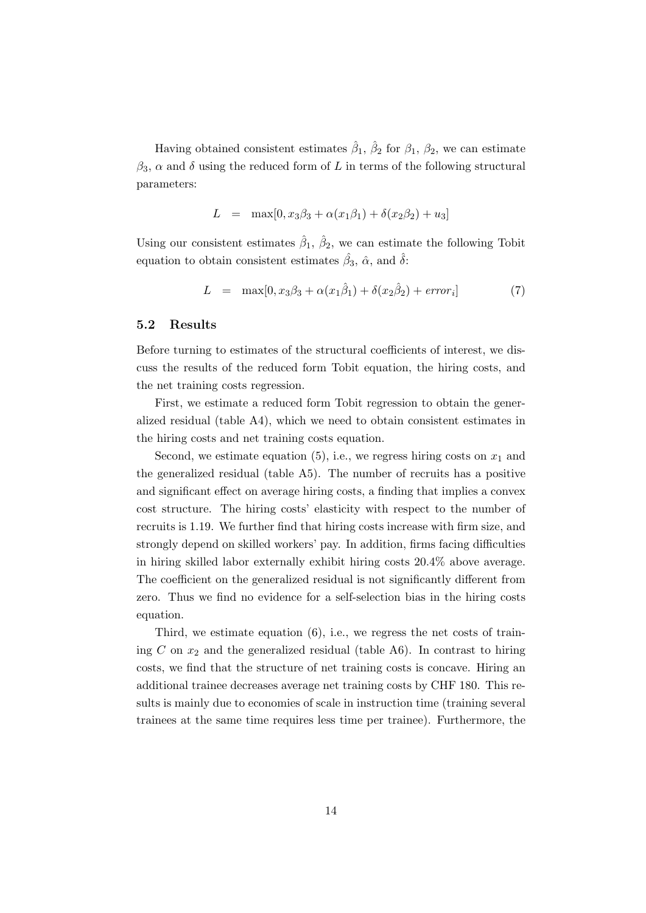Having obtained consistent estimates $\hat{\beta}_1$, $\hat{\beta}_2$ for $\beta_1$, $\beta_2$, we can estimate $\beta_3$, $\alpha$ and $\delta$ using the reduced form of $L$ in terms of the following structural parameters:

$$L \quad = \quad \max[0, x_3\beta_3 + \alpha(x_1\beta_1) + \delta(x_2\beta_2) + u_3]$$

Using our consistent estimates $\hat{\beta}_1$, $\hat{\beta}_2$, we can estimate the following Tobit equation to obtain consistent estimates $\hat{\beta}_3$, $\hat{\alpha}$, and $\hat{\delta}$:

$$L \quad = \quad \max[0, x_3\beta_3 + \alpha(x_1\hat{\beta}_1) + \delta(x_2\hat{\beta}_2) + error_i] \tag{7}$$

### 5.2 Results

Before turning to estimates of the structural coefficients of interest, we discuss the results of the reduced form Tobit equation, the hiring costs, and the net training costs regression.

First, we estimate a reduced form Tobit regression to obtain the generalized residual (table A4), which we need to obtain consistent estimates in the hiring costs and net training costs equation.

Second, we estimate equation (5), i.e., we regress hiring costs on $x_1$ and the generalized residual (table A5). The number of recruits has a positive and significant effect on average hiring costs, a finding that implies a convex cost structure. The hiring costs' elasticity with respect to the number of recruits is 1.19. We further find that hiring costs increase with firm size, and strongly depend on skilled workers' pay. In addition, firms facing difficulties in hiring skilled labor externally exhibit hiring costs 20.4% above average. The coefficient on the generalized residual is not significantly different from zero. Thus we find no evidence for a self-selection bias in the hiring costs equation.

Third, we estimate equation (6), i.e., we regress the net costs of training $C$ on $x_2$ and the generalized residual (table A6). In contrast to hiring costs, we find that the structure of net training costs is concave. Hiring an additional trainee decreases average net training costs by CHF 180. This results is mainly due to economies of scale in instruction time (training several trainees at the same time requires less time per trainee). Furthermore, the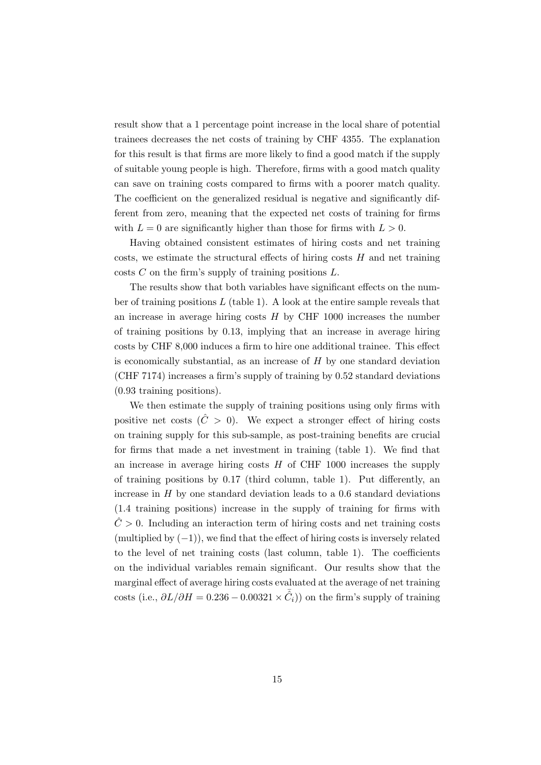result show that a 1 percentage point increase in the local share of potential trainees decreases the net costs of training by CHF 4355. The explanation for this result is that firms are more likely to find a good match if the supply of suitable young people is high. Therefore, firms with a good match quality can save on training costs compared to firms with a poorer match quality. The coefficient on the generalized residual is negative and significantly different from zero, meaning that the expected net costs of training for firms with $L = 0$ are significantly higher than those for firms with $L > 0$.

Having obtained consistent estimates of hiring costs and net training costs, we estimate the structural effects of hiring costs $H$ and net training costs $C$ on the firm's supply of training positions $L$.

The results show that both variables have significant effects on the number of training positions $L$ (table 1). A look at the entire sample reveals that an increase in average hiring costs $H$ by CHF 1000 increases the number of training positions by 0.13, implying that an increase in average hiring costs by CHF 8,000 induces a firm to hire one additional trainee. This effect is economically substantial, as an increase of $H$ by one standard deviation (CHF 7174) increases a firm's supply of training by 0.52 standard deviations (0.93 training positions).

We then estimate the supply of training positions using only firms with positive net costs ($\hat{C} > 0$). We expect a stronger effect of hiring costs on training supply for this sub-sample, as post-training benefits are crucial for firms that made a net investment in training (table 1). We find that an increase in average hiring costs $H$ of CHF 1000 increases the supply of training positions by 0.17 (third column, table 1). Put differently, an increase in $H$ by one standard deviation leads to a 0.6 standard deviations (1.4 training positions) increase in the supply of training for firms with $\hat{C} > 0$. Including an interaction term of hiring costs and net training costs (multiplied by $(-1)$), we find that the effect of hiring costs is inversely related to the level of net training costs (last column, table 1). The coefficients on the individual variables remain significant. Our results show that the marginal effect of average hiring costs evaluated at the average of net training costs (i.e., $\partial L/\partial H = 0.236 - 0.00321 \times \bar{\hat{C}}_i)$) on the firm's supply of training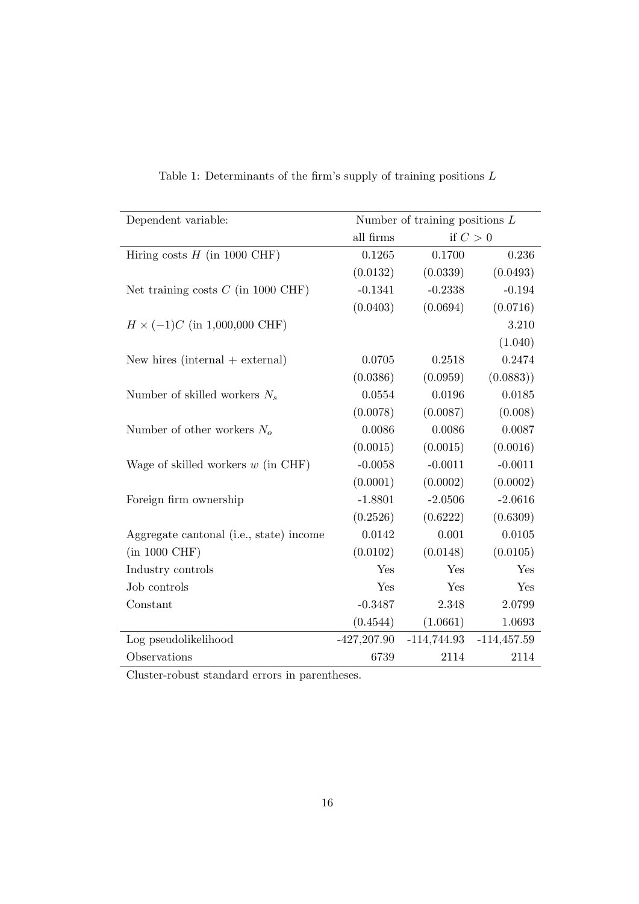Table 1: Determinants of the firm's supply of training positions $L$

| Dependent variable: | Number of training positions $L$ | | |
|---|---|---|---|
| | all firms | if $C > 0$ | |
| Hiring costs $H$ (in 1000 CHF) | 0.1265 | 0.1700 | 0.236 |
| | (0.0132) | (0.0339) | (0.0493) |
| Net training costs $C$ (in 1000 CHF) | -0.1341 | -0.2338 | -0.194 |
| | (0.0403) | (0.0694) | (0.0716) |
| $H \times (-1)C$ (in 1,000,000 CHF) | | | 3.210 |
| | | | (1.040) |
| New hires (internal + external) | 0.0705 | 0.2518 | 0.2474 |
| | (0.0386) | (0.0959) | (0.0883)) |
| Number of skilled workers $N_s$ | 0.0554 | 0.0196 | 0.0185 |
| | (0.0078) | (0.0087) | (0.008) |
| Number of other workers $N_o$ | 0.0086 | 0.0086 | 0.0087 |
| | (0.0015) | (0.0015) | (0.0016) |
| Wage of skilled workers $w$ (in CHF) | -0.0058 | -0.0011 | -0.0011 |
| | (0.0001) | (0.0002) | (0.0002) |
| Foreign firm ownership | -1.8801 | -2.0506 | -2.0616 |
| | (0.2526) | (0.6222) | (0.6309) |
| Aggregate cantonal (i.e., state) income | 0.0142 | 0.001 | 0.0105 |
| (in 1000 CHF) | (0.0102) | (0.0148) | (0.0105) |
| Industry controls | Yes | Yes | Yes |
| Job controls | Yes | Yes | Yes |
| Constant | -0.3487 | 2.348 | 2.0799 |
| | (0.4544) | (1.0661) | 1.0693 |
| Log pseudolikelihood | -427,207.90 | -114,744.93 | -114,457.59 |
| Observations | 6739 | 2114 | 2114 |

Cluster-robust standard errors in parentheses.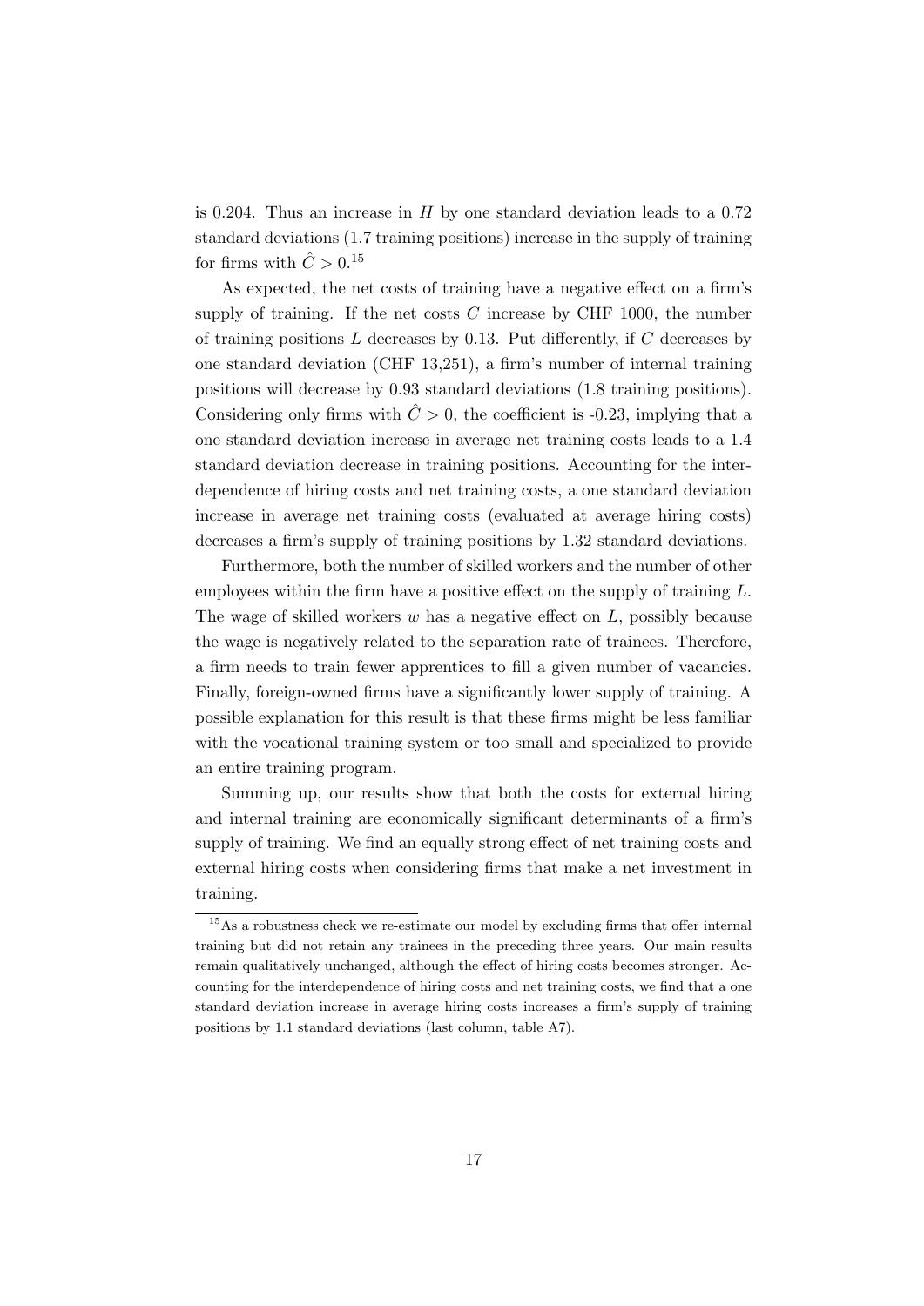is 0.204. Thus an increase in $H$ by one standard deviation leads to a 0.72 standard deviations (1.7 training positions) increase in the supply of training for firms with $\hat{C} > 0$.[15]

As expected, the net costs of training have a negative effect on a firm's supply of training. If the net costs $C$ increase by CHF 1000, the number of training positions $L$ decreases by 0.13. Put differently, if $C$ decreases by one standard deviation (CHF 13,251), a firm's number of internal training positions will decrease by 0.93 standard deviations (1.8 training positions). Considering only firms with $\hat{C} > 0$, the coefficient is -0.23, implying that a one standard deviation increase in average net training costs leads to a 1.4 standard deviation decrease in training positions. Accounting for the interdependence of hiring costs and net training costs, a one standard deviation increase in average net training costs (evaluated at average hiring costs) decreases a firm's supply of training positions by 1.32 standard deviations.

Furthermore, both the number of skilled workers and the number of other employees within the firm have a positive effect on the supply of training $L$. The wage of skilled workers $w$ has a negative effect on $L$, possibly because the wage is negatively related to the separation rate of trainees. Therefore, a firm needs to train fewer apprentices to fill a given number of vacancies. Finally, foreign-owned firms have a significantly lower supply of training. A possible explanation for this result is that these firms might be less familiar with the vocational training system or too small and specialized to provide an entire training program.

Summing up, our results show that both the costs for external hiring and internal training are economically significant determinants of a firm's supply of training. We find an equally strong effect of net training costs and external hiring costs when considering firms that make a net investment in training.

[15] As a robustness check we re-estimate our model by excluding firms that offer internal training but did not retain any trainees in the preceding three years. Our main results remain qualitatively unchanged, although the effect of hiring costs becomes stronger. Accounting for the interdependence of hiring costs and net training costs, we find that a one standard deviation increase in average hiring costs increases a firm's supply of training positions by 1.1 standard deviations (last column, table A7).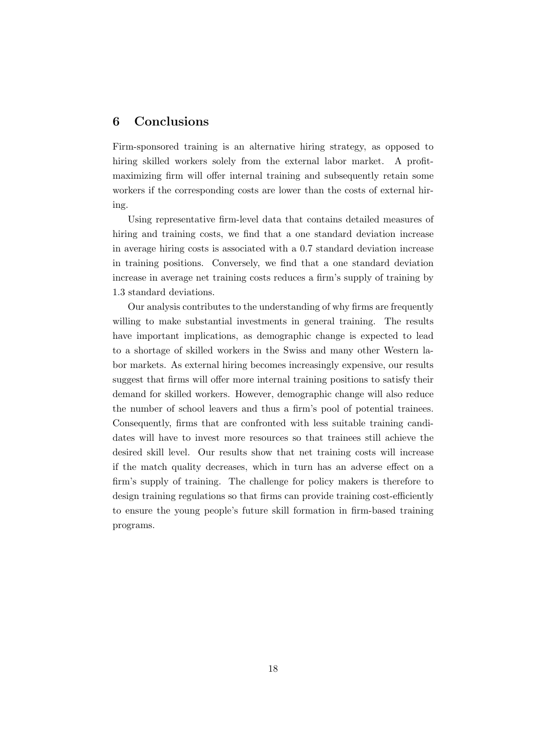## 6 Conclusions

Firm-sponsored training is an alternative hiring strategy, as opposed to hiring skilled workers solely from the external labor market. A profit-maximizing firm will offer internal training and subsequently retain some workers if the corresponding costs are lower than the costs of external hiring.

Using representative firm-level data that contains detailed measures of hiring and training costs, we find that a one standard deviation increase in average hiring costs is associated with a 0.7 standard deviation increase in training positions. Conversely, we find that a one standard deviation increase in average net training costs reduces a firm's supply of training by 1.3 standard deviations.

Our analysis contributes to the understanding of why firms are frequently willing to make substantial investments in general training. The results have important implications, as demographic change is expected to lead to a shortage of skilled workers in the Swiss and many other Western labor markets. As external hiring becomes increasingly expensive, our results suggest that firms will offer more internal training positions to satisfy their demand for skilled workers. However, demographic change will also reduce the number of school leavers and thus a firm's pool of potential trainees. Consequently, firms that are confronted with less suitable training candidates will have to invest more resources so that trainees still achieve the desired skill level. Our results show that net training costs will increase if the match quality decreases, which in turn has an adverse effect on a firm's supply of training. The challenge for policy makers is therefore to design training regulations so that firms can provide training cost-efficiently to ensure the young people's future skill formation in firm-based training programs.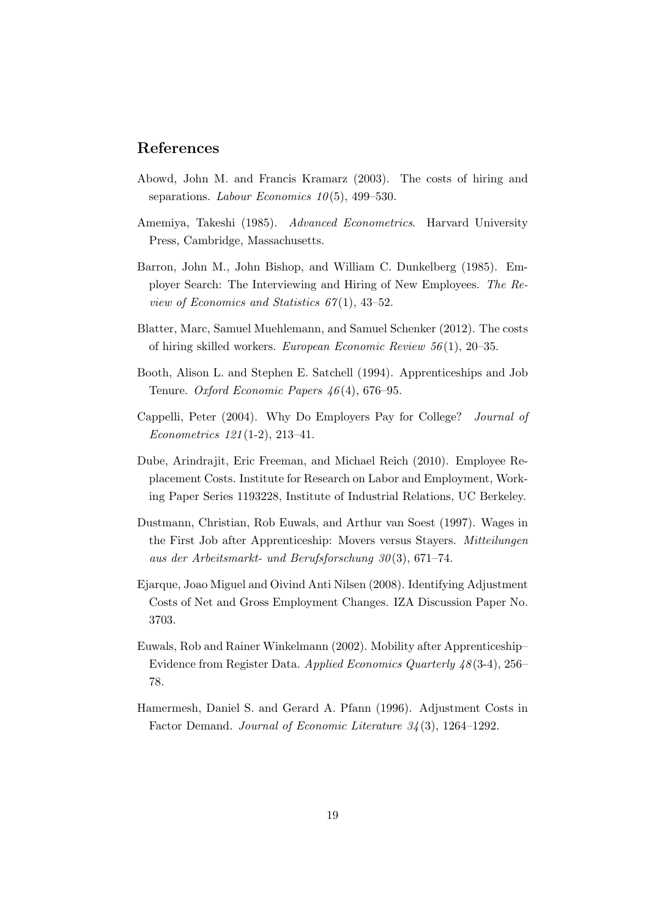## References

Abowd, John M. and Francis Kramarz (2003). The costs of hiring and separations. *Labour Economics 10*(5), 499–530.

Amemiya, Takeshi (1985). *Advanced Econometrics*. Harvard University Press, Cambridge, Massachusetts.

Barron, John M., John Bishop, and William C. Dunkelberg (1985). Employer Search: The Interviewing and Hiring of New Employees. *The Review of Economics and Statistics 67*(1), 43–52.

Blatter, Marc, Samuel Muehlemann, and Samuel Schenker (2012). The costs of hiring skilled workers. *European Economic Review 56*(1), 20–35.

Booth, Alison L. and Stephen E. Satchell (1994). Apprenticeships and Job Tenure. *Oxford Economic Papers 46*(4), 676–95.

Cappelli, Peter (2004). Why Do Employers Pay for College? *Journal of Econometrics 121*(1-2), 213–41.

Dube, Arindrajit, Eric Freeman, and Michael Reich (2010). Employee Replacement Costs. Institute for Research on Labor and Employment, Working Paper Series 1193228, Institute of Industrial Relations, UC Berkeley.

Dustmann, Christian, Rob Euwals, and Arthur van Soest (1997). Wages in the First Job after Apprenticeship: Movers versus Stayers. *Mitteilungen aus der Arbeitsmarkt- und Berufsforschung 30*(3), 671–74.

Ejarque, Joao Miguel and Oivind Anti Nilsen (2008). Identifying Adjustment Costs of Net and Gross Employment Changes. IZA Discussion Paper No. 3703.

Euwals, Rob and Rainer Winkelmann (2002). Mobility after Apprenticeship–Evidence from Register Data. *Applied Economics Quarterly 48*(3-4), 256–78.

Hamermesh, Daniel S. and Gerard A. Pfann (1996). Adjustment Costs in Factor Demand. *Journal of Economic Literature 34*(3), 1264–1292.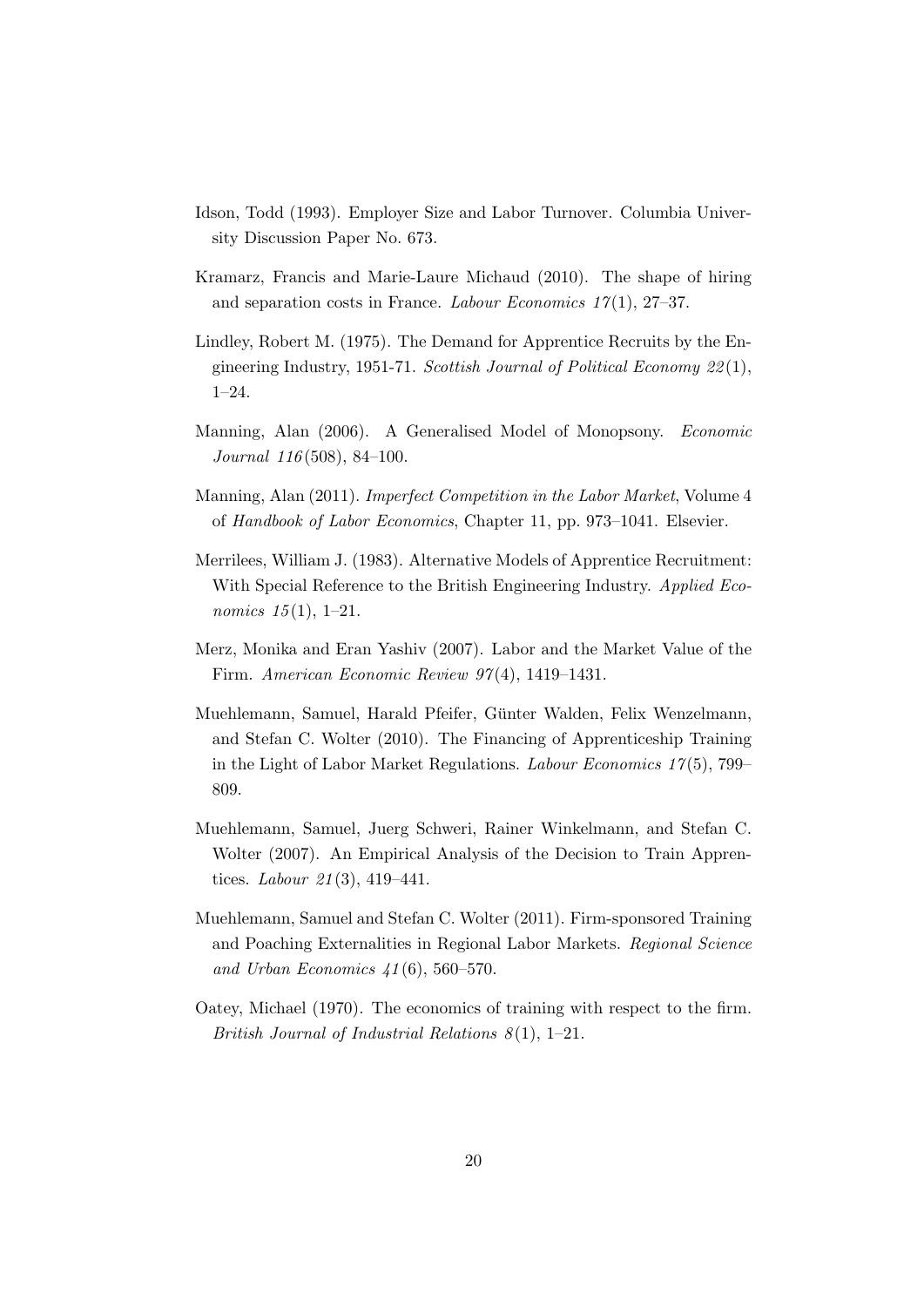Idson, Todd (1993). Employer Size and Labor Turnover. Columbia University Discussion Paper No. 673.

Kramarz, Francis and Marie-Laure Michaud (2010). The shape of hiring and separation costs in France. *Labour Economics 17*(1), 27–37.

Lindley, Robert M. (1975). The Demand for Apprentice Recruits by the Engineering Industry, 1951-71. *Scottish Journal of Political Economy 22*(1), 1–24.

Manning, Alan (2006). A Generalised Model of Monopsony. *Economic Journal 116*(508), 84–100.

Manning, Alan (2011). *Imperfect Competition in the Labor Market*, Volume 4 of *Handbook of Labor Economics*, Chapter 11, pp. 973–1041. Elsevier.

Merrilees, William J. (1983). Alternative Models of Apprentice Recruitment: With Special Reference to the British Engineering Industry. *Applied Economics 15*(1), 1–21.

Merz, Monika and Eran Yashiv (2007). Labor and the Market Value of the Firm. *American Economic Review 97*(4), 1419–1431.

Muehlemann, Samuel, Harald Pfeifer, Günter Walden, Felix Wenzelmann, and Stefan C. Wolter (2010). The Financing of Apprenticeship Training in the Light of Labor Market Regulations. *Labour Economics 17*(5), 799–809.

Muehlemann, Samuel, Juerg Schweri, Rainer Winkelmann, and Stefan C. Wolter (2007). An Empirical Analysis of the Decision to Train Apprentices. *Labour 21*(3), 419–441.

Muehlemann, Samuel and Stefan C. Wolter (2011). Firm-sponsored Training and Poaching Externalities in Regional Labor Markets. *Regional Science and Urban Economics 41*(6), 560–570.

Oatey, Michael (1970). The economics of training with respect to the firm. *British Journal of Industrial Relations 8*(1), 1–21.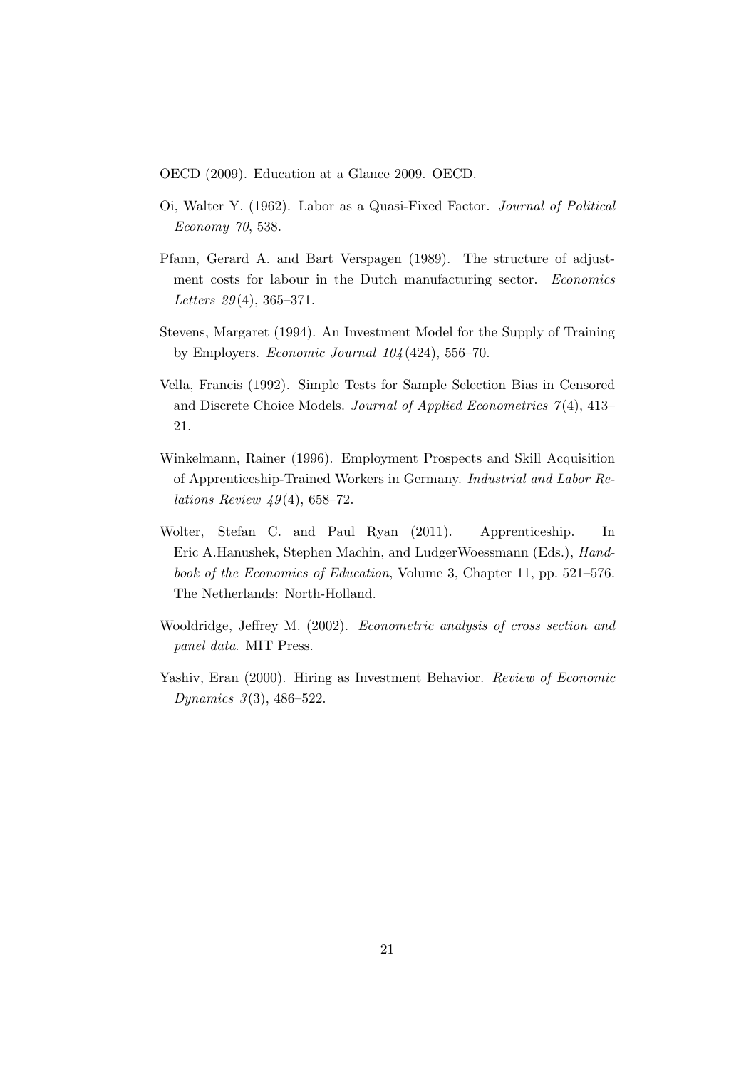OECD (2009). Education at a Glance 2009. OECD.

Oi, Walter Y. (1962). Labor as a Quasi-Fixed Factor. *Journal of Political Economy 70*, 538.

Pfann, Gerard A. and Bart Verspagen (1989). The structure of adjustment costs for labour in the Dutch manufacturing sector. *Economics Letters 29*(4), 365–371.

Stevens, Margaret (1994). An Investment Model for the Supply of Training by Employers. *Economic Journal 104*(424), 556–70.

Vella, Francis (1992). Simple Tests for Sample Selection Bias in Censored and Discrete Choice Models. *Journal of Applied Econometrics 7*(4), 413–21.

Winkelmann, Rainer (1996). Employment Prospects and Skill Acquisition of Apprenticeship-Trained Workers in Germany. *Industrial and Labor Relations Review 49*(4), 658–72.

Wolter, Stefan C. and Paul Ryan (2011). Apprenticeship. In Eric A.Hanushek, Stephen Machin, and LudgerWoessmann (Eds.), *Handbook of the Economics of Education*, Volume 3, Chapter 11, pp. 521–576. The Netherlands: North-Holland.

Wooldridge, Jeffrey M. (2002). *Econometric analysis of cross section and panel data*. MIT Press.

Yashiv, Eran (2000). Hiring as Investment Behavior. *Review of Economic Dynamics 3*(3), 486–522.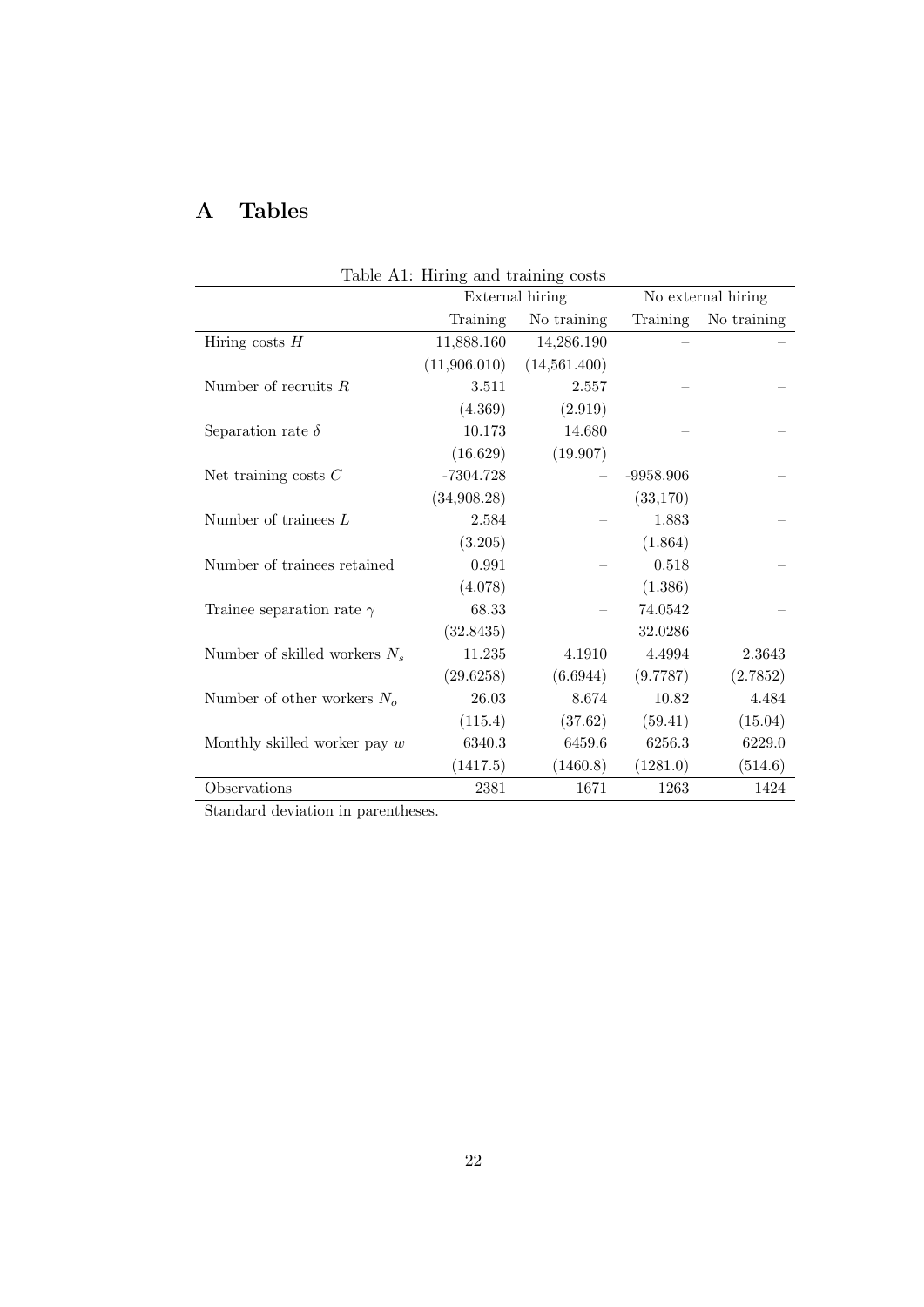# A Tables

Table A1: Hiring and training costs

| | External hiring | | No external hiring | |
|---|---|---|---|---|
| | Training | No training | Training | No training |
| Hiring costs $H$ | 11,888.160 | 14,286.190 | – | – |
| | (11,906.010) | (14,561.400) | | |
| Number of recruits $R$ | 3.511 | 2.557 | – | – |
| | (4.369) | (2.919) | | |
| Separation rate $\delta$ | 10.173 | 14.680 | – | – |
| | (16.629) | (19.907) | | |
| Net training costs $C$ | -7304.728 | – | -9958.906 | – |
| | (34,908.28) | | (33,170) | |
| Number of trainees $L$ | 2.584 | – | 1.883 | – |
| | (3.205) | | (1.864) | |
| Number of trainees retained | 0.991 | – | 0.518 | – |
| | (4.078) | | (1.386) | |
| Trainee separation rate $\gamma$ | 68.33 | – | 74.0542 | – |
| | (32.8435) | | 32.0286 | |
| Number of skilled workers $N_s$ | 11.235 | 4.1910 | 4.4994 | 2.3643 |
| | (29.6258) | (6.6944) | (9.7787) | (2.7852) |
| Number of other workers $N_o$ | 26.03 | 8.674 | 10.82 | 4.484 |
| | (115.4) | (37.62) | (59.41) | (15.04) |
| Monthly skilled worker pay $w$ | 6340.3 | 6459.6 | 6256.3 | 6229.0 |
| | (1417.5) | (1460.8) | (1281.0) | (514.6) |
| Observations | 2381 | 1671 | 1263 | 1424 |

Standard deviation in parentheses.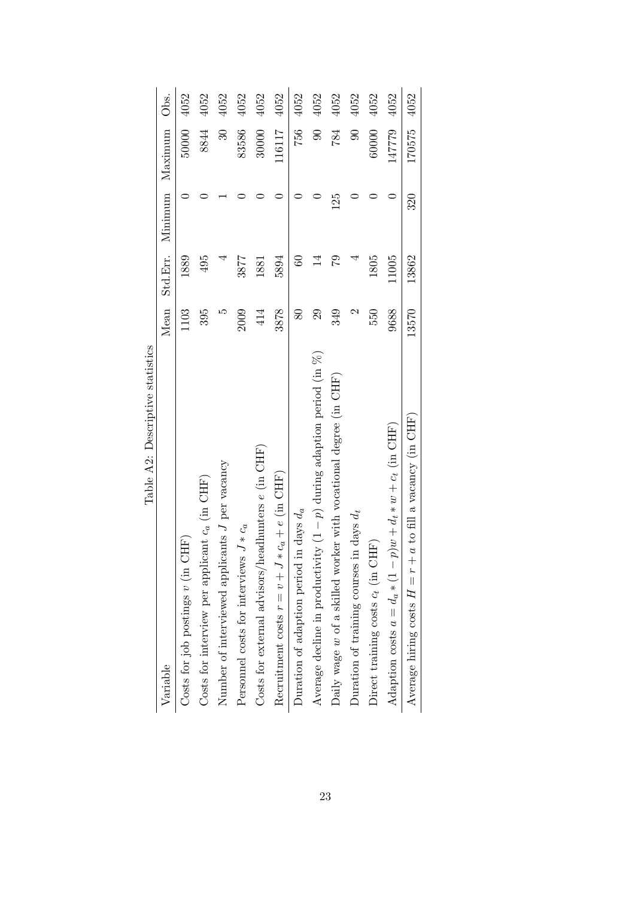Table A2: Descriptive statistics

| Variable | Mean | Std.Err. | Minimum | Maximum | Obs. |
|---|---|---|---|---|---|
| Costs for job postings $v$ (in CHF) | 1103 | 1889 | 0 | 50000 | 4052 |
| Costs for interview per applicant $c_a$ (in CHF) | 395 | 495 | 0 | 8844 | 4052 |
| Number of interviewed applicants $J$ per vacancy | 5 | 4 | 1 | 30 | 4052 |
| Personnel costs for interviews $J * c_a$ | 2009 | 3877 | 0 | 83586 | 4052 |
| Costs for external advisors/headhunters $e$ (in CHF) | 414 | 1881 | 0 | 30000 | 4052 |
| Recruitment costs $r = v + J * c_a + e$ (in CHF) | 3878 | 5894 | 0 | 116117 | 4052 |
| Duration of adaption period in days $d_a$ | 80 | 60 | 0 | 756 | 4052 |
| Average decline in productivity $(1 - p)$ during adaption period (in %) | 29 | 14 | 0 | 90 | 4052 |
| Daily wage $w$ of a skilled worker with vocational degree (in CHF) | 349 | 79 | 125 | 784 | 4052 |
| Duration of training courses in days $d_t$ | 2 | 4 | 0 | 90 | 4052 |
| Direct training costs $c_t$ (in CHF) | 550 | 1805 | 0 | 60000 | 4052 |
| Adaption costs $a = d_a * (1 - p)w + d_t * w + c_t$ (in CHF) | 9688 | 11005 | 0 | 147779 | 4052 |
| Average hiring costs $H = r + a$ to fill a vacancy (in CHF) | 13570 | 13862 | 320 | 170575 | 4052 |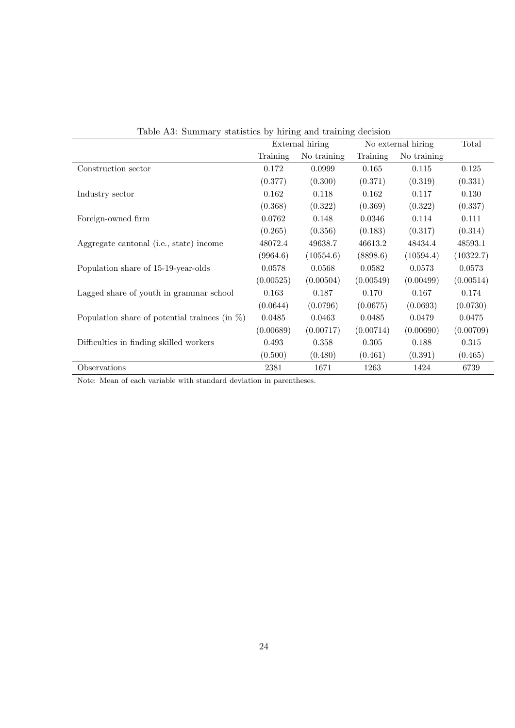Table A3: Summary statistics by hiring and training decision

| | External hiring | | No external hiring | | Total |
|---|---|---|---|---|---|
| | Training | No training | Training | No training | |
| Construction sector | 0.172 | 0.0999 | 0.165 | 0.115 | 0.125 |
| | (0.377) | (0.300) | (0.371) | (0.319) | (0.331) |
| Industry sector | 0.162 | 0.118 | 0.162 | 0.117 | 0.130 |
| | (0.368) | (0.322) | (0.369) | (0.322) | (0.337) |
| Foreign-owned firm | 0.0762 | 0.148 | 0.0346 | 0.114 | 0.111 |
| | (0.265) | (0.356) | (0.183) | (0.317) | (0.314) |
| Aggregate cantonal (i.e., state) income | 48072.4 | 49638.7 | 46613.2 | 48434.4 | 48593.1 |
| | (9964.6) | (10554.6) | (8898.6) | (10594.4) | (10322.7) |
| Population share of 15-19-year-olds | 0.0578 | 0.0568 | 0.0582 | 0.0573 | 0.0573 |
| | (0.00525) | (0.00504) | (0.00549) | (0.00499) | (0.00514) |
| Lagged share of youth in grammar school | 0.163 | 0.187 | 0.170 | 0.167 | 0.174 |
| | (0.0644) | (0.0796) | (0.0675) | (0.0693) | (0.0730) |
| Population share of potential trainees (in %) | 0.0485 | 0.0463 | 0.0485 | 0.0479 | 0.0475 |
| | (0.00689) | (0.00717) | (0.00714) | (0.00690) | (0.00709) |
| Difficulties in finding skilled workers | 0.493 | 0.358 | 0.305 | 0.188 | 0.315 |
| | (0.500) | (0.480) | (0.461) | (0.391) | (0.465) |
| Observations | 2381 | 1671 | 1263 | 1424 | 6739 |

Note: Mean of each variable with standard deviation in parentheses.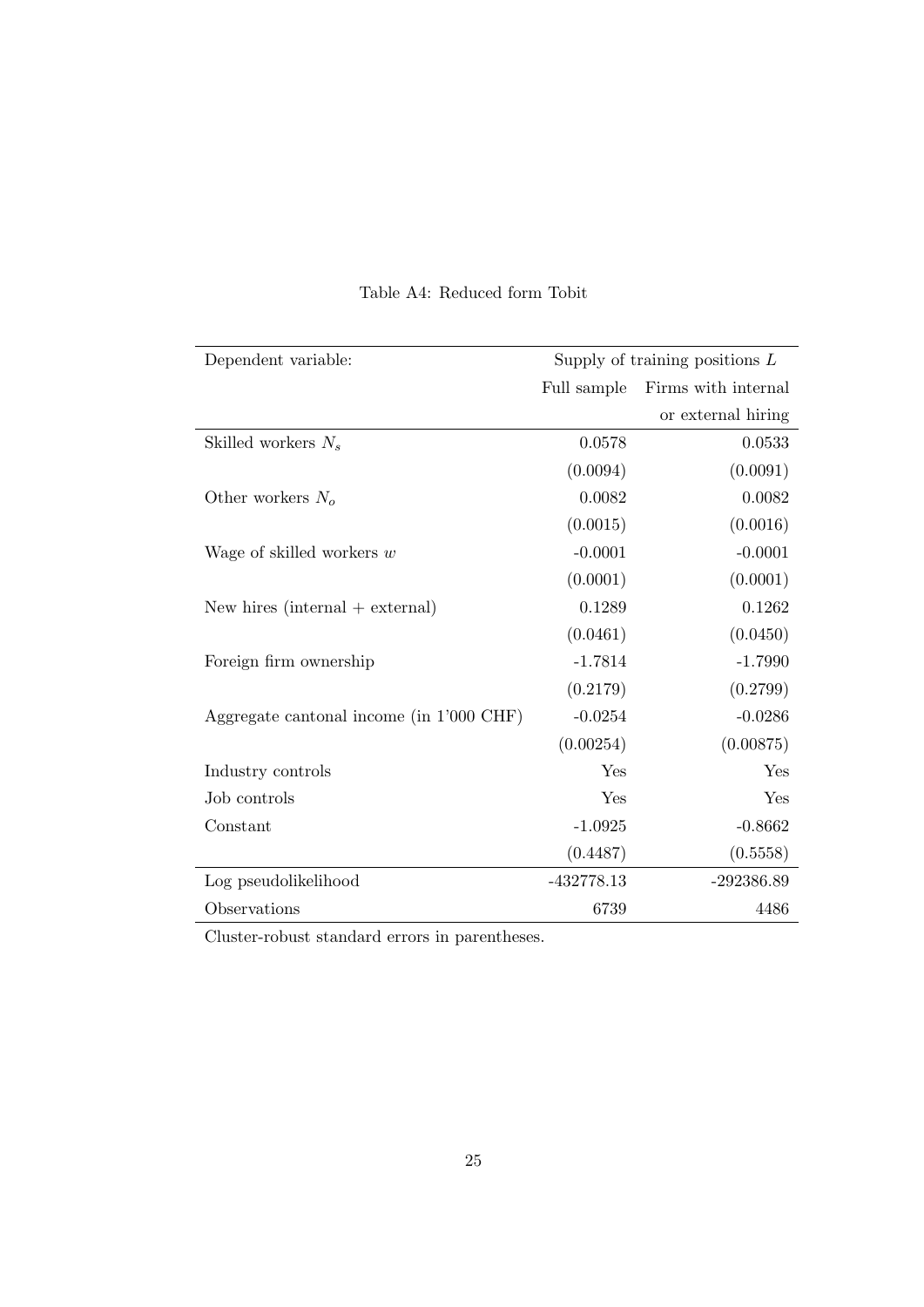Table A4: Reduced form Tobit

| Dependent variable: | Supply of training positions $L$ | |
|---|---|---|
| | Full sample | Firms with internal or external hiring |
| Skilled workers $N_s$ | 0.0578 | 0.0533 |
| | (0.0094) | (0.0091) |
| Other workers $N_o$ | 0.0082 | 0.0082 |
| | (0.0015) | (0.0016) |
| Wage of skilled workers $w$ | -0.0001 | -0.0001 |
| | (0.0001) | (0.0001) |
| New hires (internal + external) | 0.1289 | 0.1262 |
| | (0.0461) | (0.0450) |
| Foreign firm ownership | -1.7814 | -1.7990 |
| | (0.2179) | (0.2799) |
| Aggregate cantonal income (in 1'000 CHF) | -0.0254 | -0.0286 |
| | (0.00254) | (0.00875) |
| Industry controls | Yes | Yes |
| Job controls | Yes | Yes |
| Constant | -1.0925 | -0.8662 |
| | (0.4487) | (0.5558) |
| Log pseudolikelihood | -432778.13 | -292386.89 |
| Observations | 6739 | 4486 |

Cluster-robust standard errors in parentheses.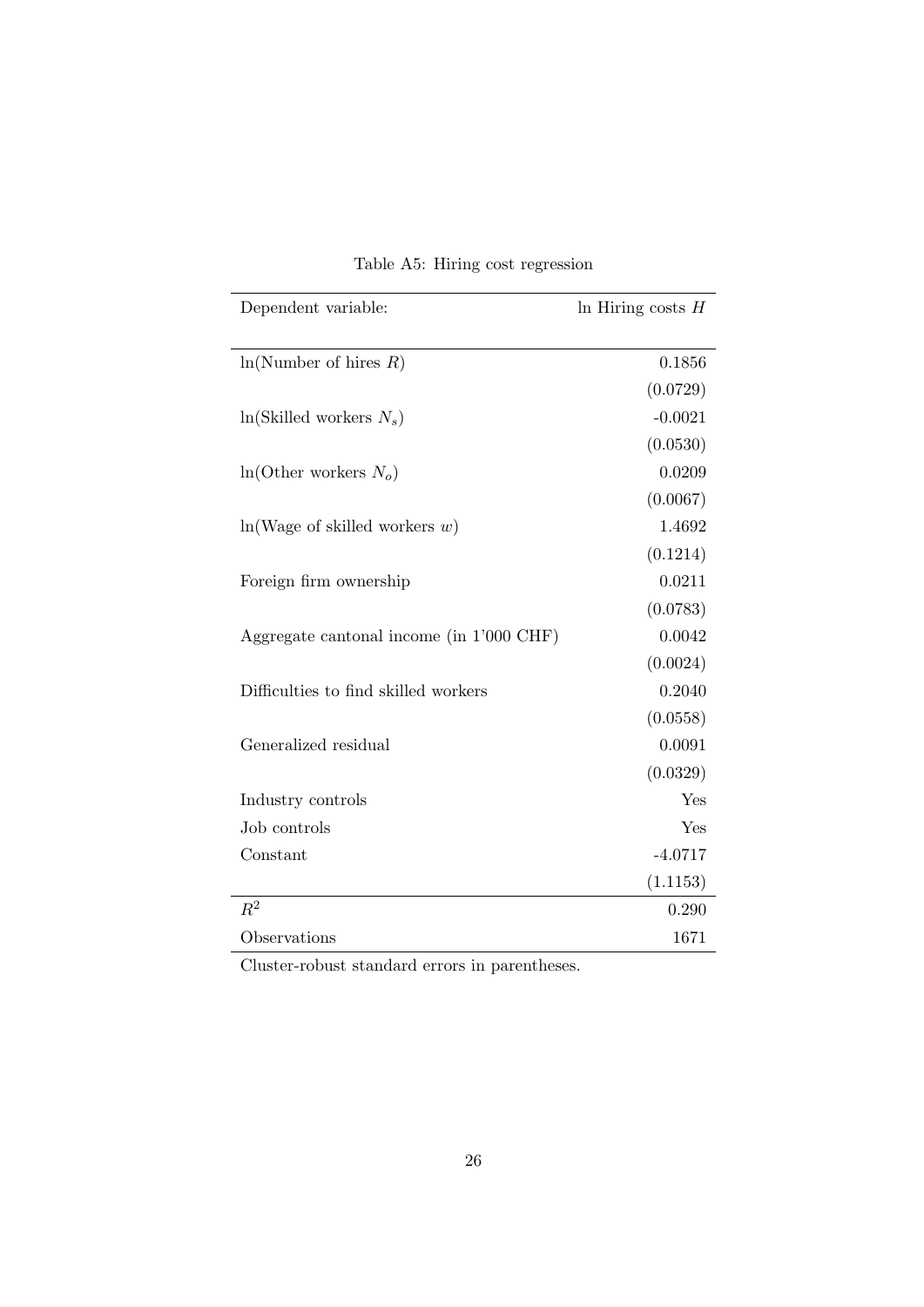Table A5: Hiring cost regression

| Dependent variable: | ln Hiring costs $H$ |
|---|---|
| ln(Number of hires $R$) | 0.1856 |
| | (0.0729) |
| ln(Skilled workers $N_s$) | -0.0021 |
| | (0.0530) |
| ln(Other workers $N_o$) | 0.0209 |
| | (0.0067) |
| ln(Wage of skilled workers $w$) | 1.4692 |
| | (0.1214) |
| Foreign firm ownership | 0.0211 |
| | (0.0783) |
| Aggregate cantonal income (in 1'000 CHF) | 0.0042 |
| | (0.0024) |
| Difficulties to find skilled workers | 0.2040 |
| | (0.0558) |
| Generalized residual | 0.0091 |
| | (0.0329) |
| Industry controls | Yes |
| Job controls | Yes |
| Constant | -4.0717 |
| | (1.1153) |
| $R^2$ | 0.290 |
| Observations | 1671 |

Cluster-robust standard errors in parentheses.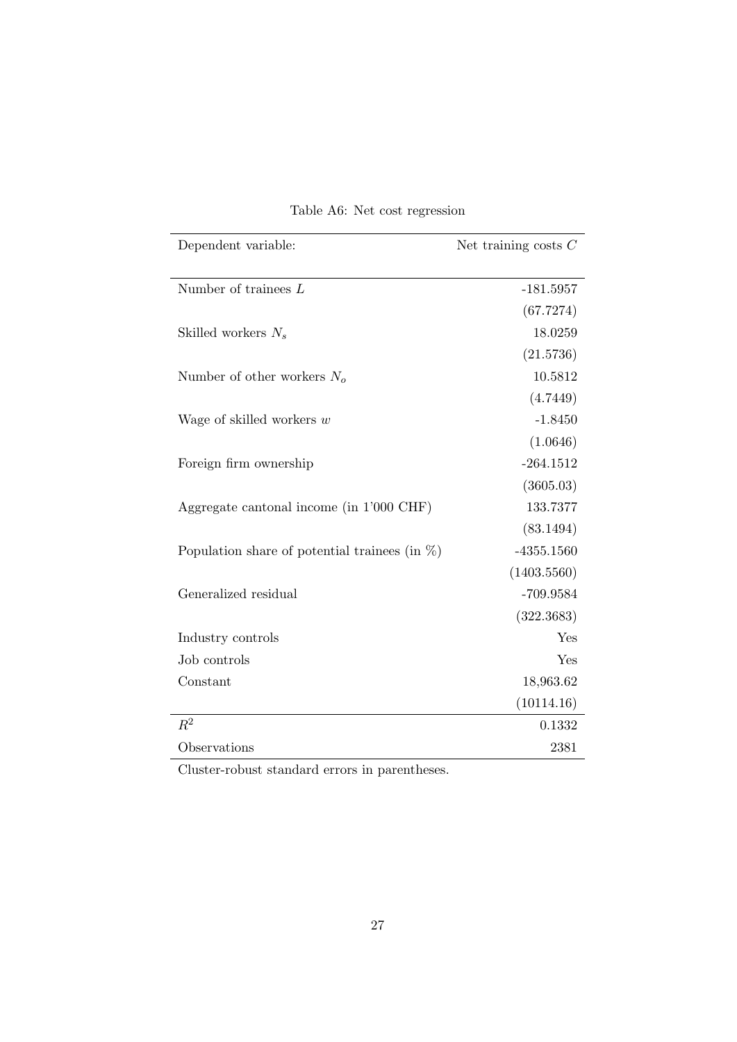Table A6: Net cost regression

| Dependent variable: | Net training costs $C$ |
|---|---|
| Number of trainees $L$ | -181.5957 |
| | (67.7274) |
| Skilled workers $N_s$ | 18.0259 |
| | (21.5736) |
| Number of other workers $N_o$ | 10.5812 |
| | (4.7449) |
| Wage of skilled workers $w$ | -1.8450 |
| | (1.0646) |
| Foreign firm ownership | -264.1512 |
| | (3605.03) |
| Aggregate cantonal income (in 1'000 CHF) | 133.7377 |
| | (83.1494) |
| Population share of potential trainees (in %) | -4355.1560 |
| | (1403.5560) |
| Generalized residual | -709.9584 |
| | (322.3683) |
| Industry controls | Yes |
| Job controls | Yes |
| Constant | 18,963.62 |
| | (10114.16) |
| $R^2$ | 0.1332 |
| Observations | 2381 |

Cluster-robust standard errors in parentheses.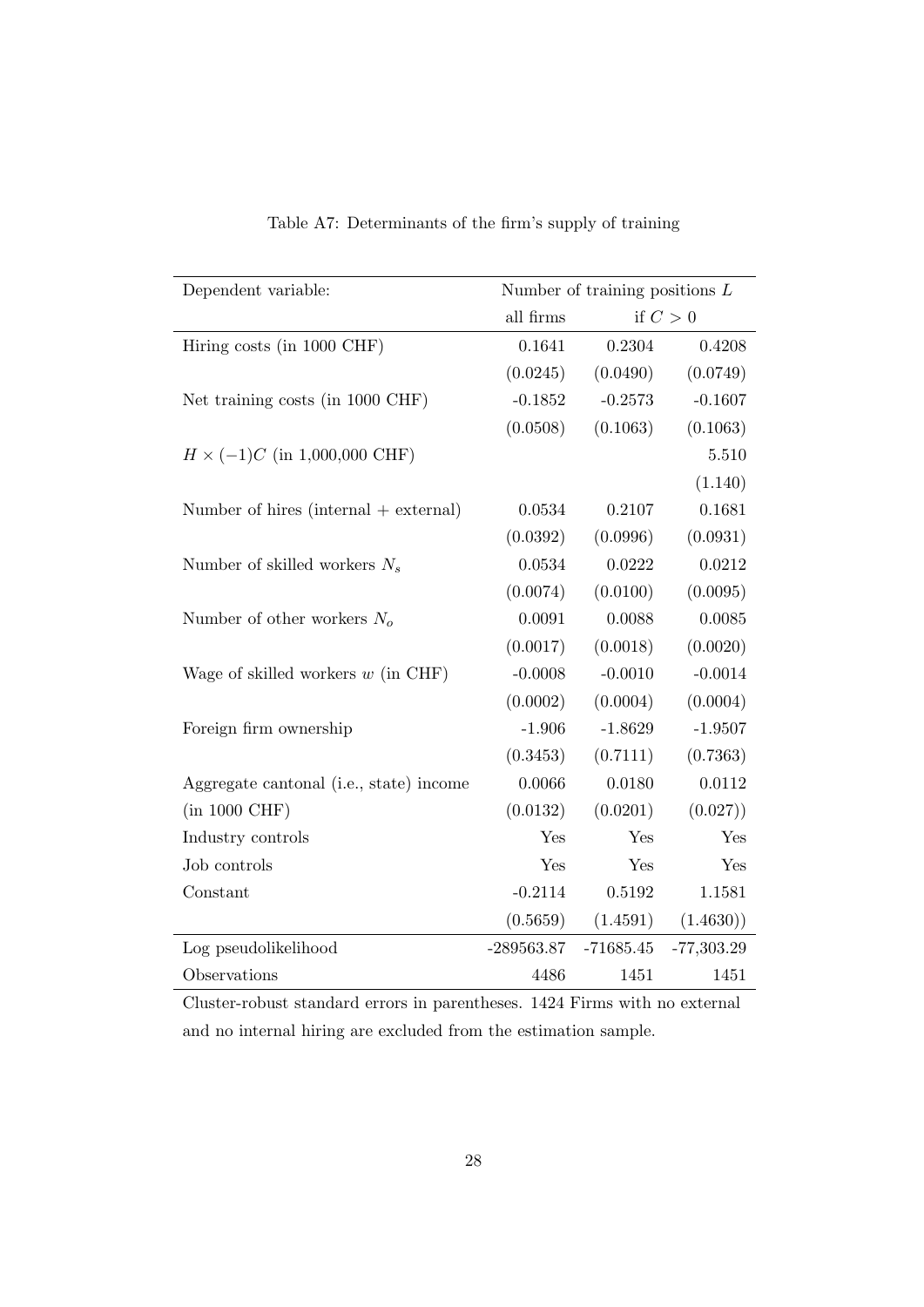Table A7: Determinants of the firm's supply of training

| Dependent variable: | Number of training positions $L$ | | |
|---|---|---|---|
| | all firms | if $C > 0$ | |
| Hiring costs (in 1000 CHF) | 0.1641 | 0.2304 | 0.4208 |
| | (0.0245) | (0.0490) | (0.0749) |
| Net training costs (in 1000 CHF) | -0.1852 | -0.2573 | -0.1607 |
| | (0.0508) | (0.1063) | (0.1063) |
| $H \times (-1)C$ (in 1,000,000 CHF) | | | 5.510 |
| | | | (1.140) |
| Number of hires (internal + external) | 0.0534 | 0.2107 | 0.1681 |
| | (0.0392) | (0.0996) | (0.0931) |
| Number of skilled workers $N_s$ | 0.0534 | 0.0222 | 0.0212 |
| | (0.0074) | (0.0100) | (0.0095) |
| Number of other workers $N_o$ | 0.0091 | 0.0088 | 0.0085 |
| | (0.0017) | (0.0018) | (0.0020) |
| Wage of skilled workers $w$ (in CHF) | -0.0008 | -0.0010 | -0.0014 |
| | (0.0002) | (0.0004) | (0.0004) |
| Foreign firm ownership | -1.906 | -1.8629 | -1.9507 |
| | (0.3453) | (0.7111) | (0.7363) |
| Aggregate cantonal (i.e., state) income | 0.0066 | 0.0180 | 0.0112 |
| (in 1000 CHF) | (0.0132) | (0.0201) | (0.027)) |
| Industry controls | Yes | Yes | Yes |
| Job controls | Yes | Yes | Yes |
| Constant | -0.2114 | 0.5192 | 1.1581 |
| | (0.5659) | (1.4591) | (1.4630)) |
| Log pseudolikelihood | -289563.87 | -71685.45 | -77,303.29 |
| Observations | 4486 | 1451 | 1451 |

Cluster-robust standard errors in parentheses. 1424 Firms with no external and no internal hiring are excluded from the estimation sample.